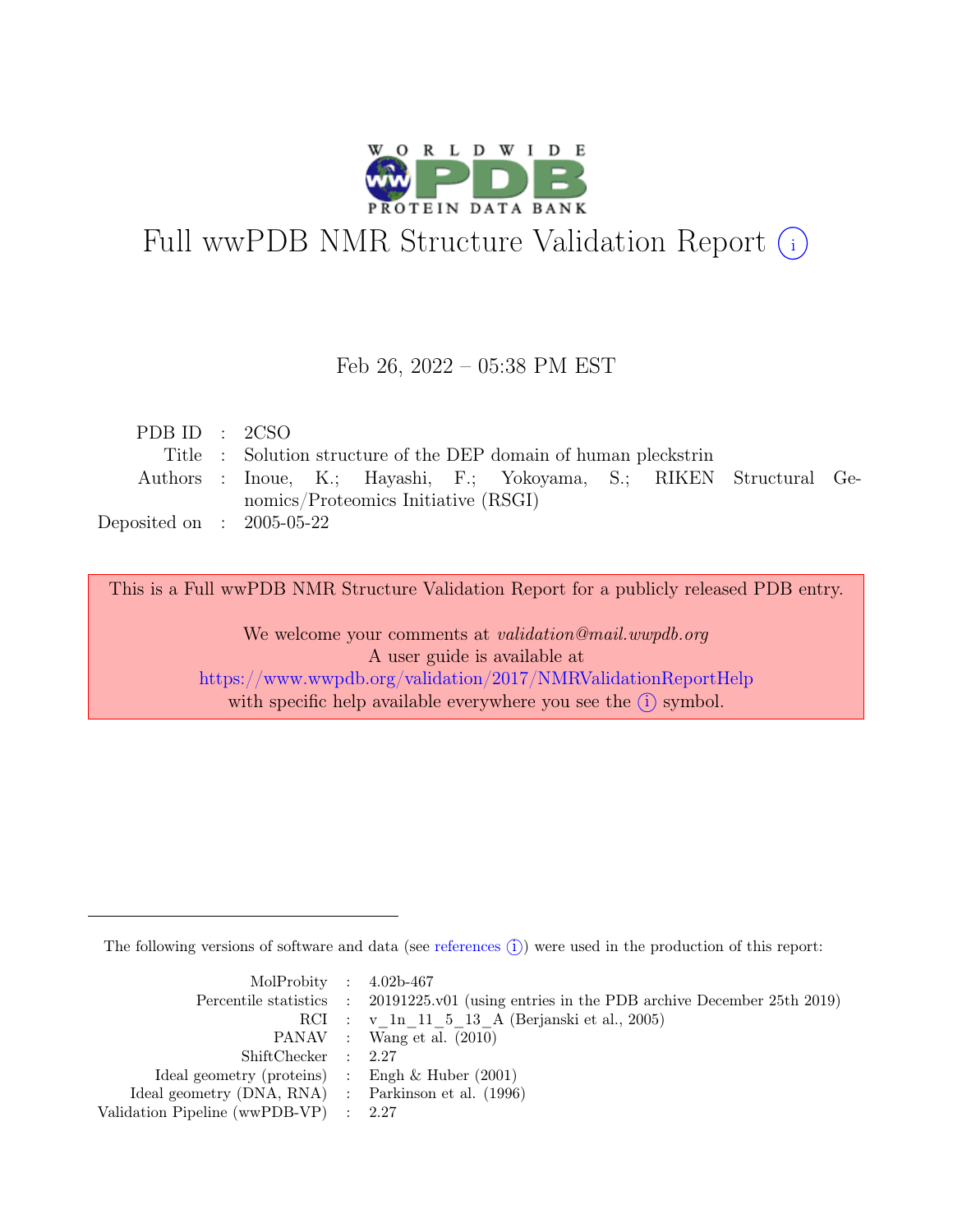# Full wwPDB NMR Structure Validation Report (i)

Feb 26, 2022 – 05:38 PM EST

| | | |
|---|---|---|
| PDB ID | : | 2CSO |
| Title | : | Solution structure of the DEP domain of human pleckstrin |
| Authors | : | Inoue, K.; Hayashi, F.; Yokoyama, S.; RIKEN Structural Genomics/Proteomics Initiative (RSGI) |
| Deposited on | : | 2005-05-22 |

This is a Full wwPDB NMR Structure Validation Report for a publicly released PDB entry.

We welcome your comments at *validation@mail.wwpdb.org*
A user guide is available at
https://www.wwpdb.org/validation/2017/NMRValidationReportHelp
with specific help available everywhere you see the (i) symbol.

---

The following versions of software and data (see references (i)) were used in the production of this report:

| | | |
|---|---|---|
| MolProbity | : | 4.02b-467 |
| Percentile statistics | : | 20191225.v01 (using entries in the PDB archive December 25th 2019) |
| RCI | : | v_1n_11_5_13_A (Berjanski et al., 2005) |
| PANAV | : | Wang et al. (2010) |
| ShiftChecker | : | 2.27 |
| Ideal geometry (proteins) | : | Engh & Huber (2001) |
| Ideal geometry (DNA, RNA) | : | Parkinson et al. (1996) |
| Validation Pipeline (wwPDB-VP) | : | 2.27 |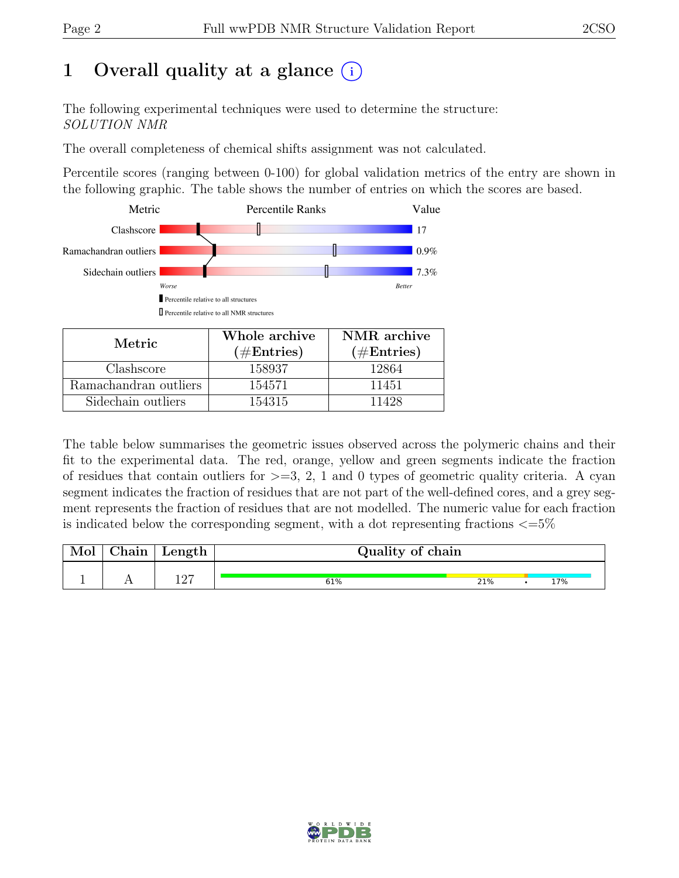# 1 Overall quality at a glance (i)

The following experimental techniques were used to determine the structure:
*SOLUTION NMR*

The overall completeness of chemical shifts assignment was not calculated.

Percentile scores (ranging between 0-100) for global validation metrics of the entry are shown in the following graphic. The table shows the number of entries on which the scores are based.

| Metric | Percentile Ranks | Value |
|---|---|---|
| Clashscore | | 17 |
| Ramachandran outliers | | 0.9% |
| Sidechain outliers | | 7.3% |

Worse — Better

▮ Percentile relative to all structures

▯ Percentile relative to all NMR structures

| Metric | Whole archive (#Entries) | NMR archive (#Entries) |
|---|---|---|
| Clashscore | 158937 | 12864 |
| Ramachandran outliers | 154571 | 11451 |
| Sidechain outliers | 154315 | 11428 |

The table below summarises the geometric issues observed across the polymeric chains and their fit to the experimental data. The red, orange, yellow and green segments indicate the fraction of residues that contain outliers for >=3, 2, 1 and 0 types of geometric quality criteria. A cyan segment indicates the fraction of residues that are not part of the well-defined cores, and a grey segment represents the fraction of residues that are not modelled. The numeric value for each fraction is indicated below the corresponding segment, with a dot representing fractions <=5%

| Mol | Chain | Length | Quality of chain |
|---|---|---|---|
| 1 | A | 127 | 61% 21% • 17% |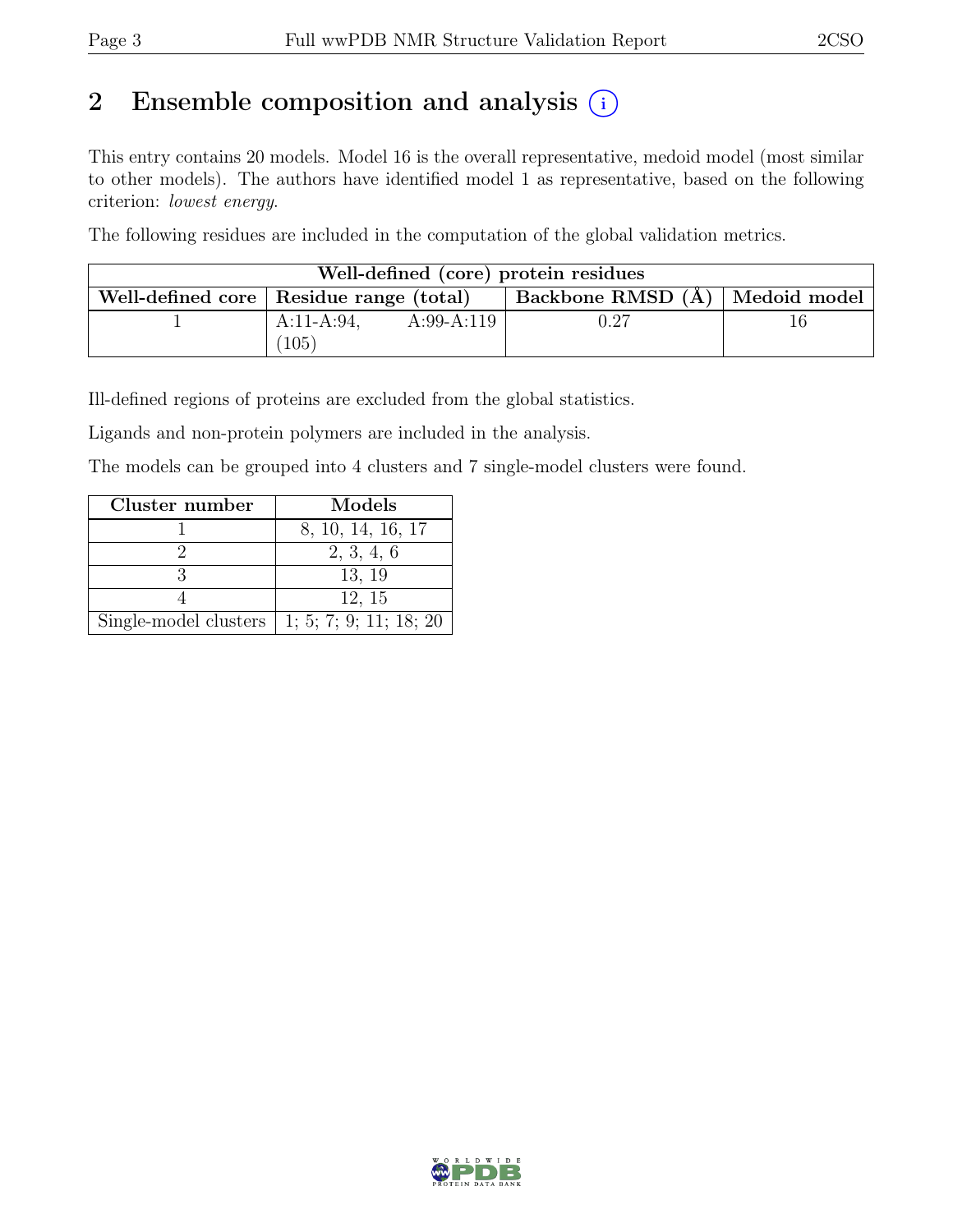## 2 Ensemble composition and analysis (i)

This entry contains 20 models. Model 16 is the overall representative, medoid model (most similar to other models). The authors have identified model 1 as representative, based on the following criterion: *lowest energy*.

The following residues are included in the computation of the global validation metrics.

| Well-defined (core) protein residues | | | |
|---|---|---|---|
| Well-defined core | Residue range (total) | Backbone RMSD (Å) | Medoid model |
| 1 | A:11-A:94, A:99-A:119 (105) | 0.27 | 16 |

Ill-defined regions of proteins are excluded from the global statistics.

Ligands and non-protein polymers are included in the analysis.

The models can be grouped into 4 clusters and 7 single-model clusters were found.

| Cluster number | Models |
|---|---|
| 1 | 8, 10, 14, 16, 17 |
| 2 | 2, 3, 4, 6 |
| 3 | 13, 19 |
| 4 | 12, 15 |
| Single-model clusters | 1; 5; 7; 9; 11; 18; 20 |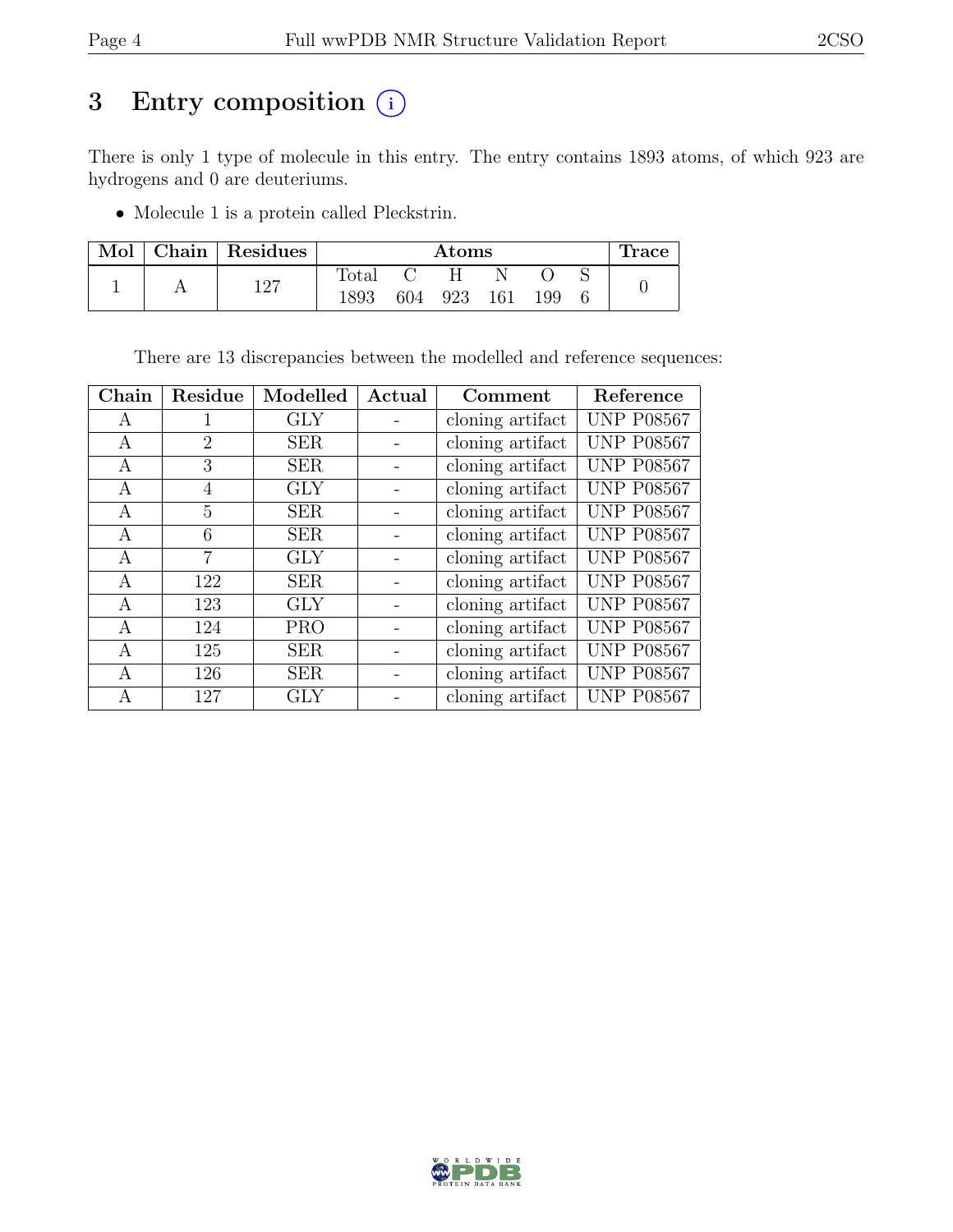# 3 Entry composition (i)

There is only 1 type of molecule in this entry. The entry contains 1893 atoms, of which 923 are hydrogens and 0 are deuteriums.

- Molecule 1 is a protein called Pleckstrin.

| Mol | Chain | Residues | Atoms | | | | | | Trace |
|---|---|---|---|---|---|---|---|---|---|
| | | | Total | C | H | N | O | S | |
| 1 | A | 127 | 1893 | 604 | 923 | 161 | 199 | 6 | 0 |

There are 13 discrepancies between the modelled and reference sequences:

| Chain | Residue | Modelled | Actual | Comment | Reference |
|---|---|---|---|---|---|
| A | 1 | GLY | - | cloning artifact | UNP P08567 |
| A | 2 | SER | - | cloning artifact | UNP P08567 |
| A | 3 | SER | - | cloning artifact | UNP P08567 |
| A | 4 | GLY | - | cloning artifact | UNP P08567 |
| A | 5 | SER | - | cloning artifact | UNP P08567 |
| A | 6 | SER | - | cloning artifact | UNP P08567 |
| A | 7 | GLY | - | cloning artifact | UNP P08567 |
| A | 122 | SER | - | cloning artifact | UNP P08567 |
| A | 123 | GLY | - | cloning artifact | UNP P08567 |
| A | 124 | PRO | - | cloning artifact | UNP P08567 |
| A | 125 | SER | - | cloning artifact | UNP P08567 |
| A | 126 | SER | - | cloning artifact | UNP P08567 |
| A | 127 | GLY | - | cloning artifact | UNP P08567 |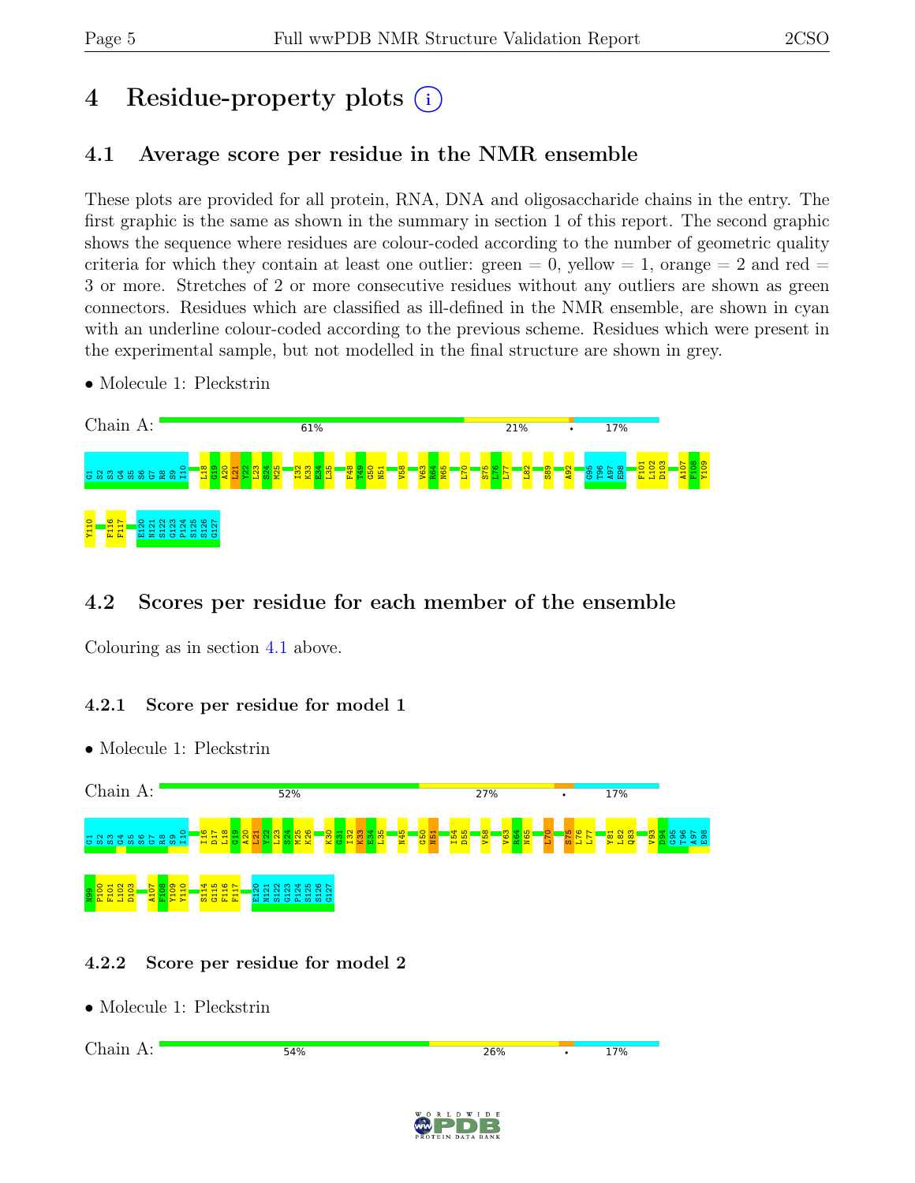# 4 Residue-property plots

## 4.1 Average score per residue in the NMR ensemble

These plots are provided for all protein, RNA, DNA and oligosaccharide chains in the entry. The first graphic is the same as shown in the summary in section 1 of this report. The second graphic shows the sequence where residues are colour-coded according to the number of geometric quality criteria for which they contain at least one outlier: green = 0, yellow = 1, orange = 2 and red = 3 or more. Stretches of 2 or more consecutive residues without any outliers are shown as green connectors. Residues which are classified as ill-defined in the NMR ensemble, are shown in cyan with an underline colour-coded according to the previous scheme. Residues which were present in the experimental sample, but not modelled in the final structure are shown in grey.

- Molecule 1: Pleckstrin

Chain A: 61% 21% • 17%

G1 S2 S3 G4 S5 S6 G7 R8 S9 I10 L18 G19 A20 L21 Y22 L23 S24 M25 I32 K33 E34 L35 F48 T49 G50 N51 V58 V63 R64 N65 L70 S75 L76 L77 L82 S89 A92 G95 T96 A97 E98 F101 L102 D103 A107 F108 Y109 Y110 F116 F117 E120 N121 S122 G123 P124 S125 S126 G127

## 4.2 Scores per residue for each member of the ensemble

Colouring as in section 4.1 above.

### 4.2.1 Score per residue for model 1

- Molecule 1: Pleckstrin

Chain A: 52% 27% • 17%

G1 S2 S3 G4 S5 S6 G7 R8 S9 I10 I16 D17 L18 G19 A20 L21 Y22 L23 S24 M25 K26 K30 G31 I32 K33 E34 L35 N45 G50 N51 I54 D55 V58 V63 R64 N65 L70 S75 L76 L77 Y81 L82 Q83 V93 D94 G95 T96 A97 E98 N99 F100 F101 L102 D103 A107 F108 Y109 Y110 S114 G115 F116 F117 E120 N121 S122 G123 P124 S125 S126 G127

### 4.2.2 Score per residue for model 2

- Molecule 1: Pleckstrin

Chain A: 54% 26% • 17%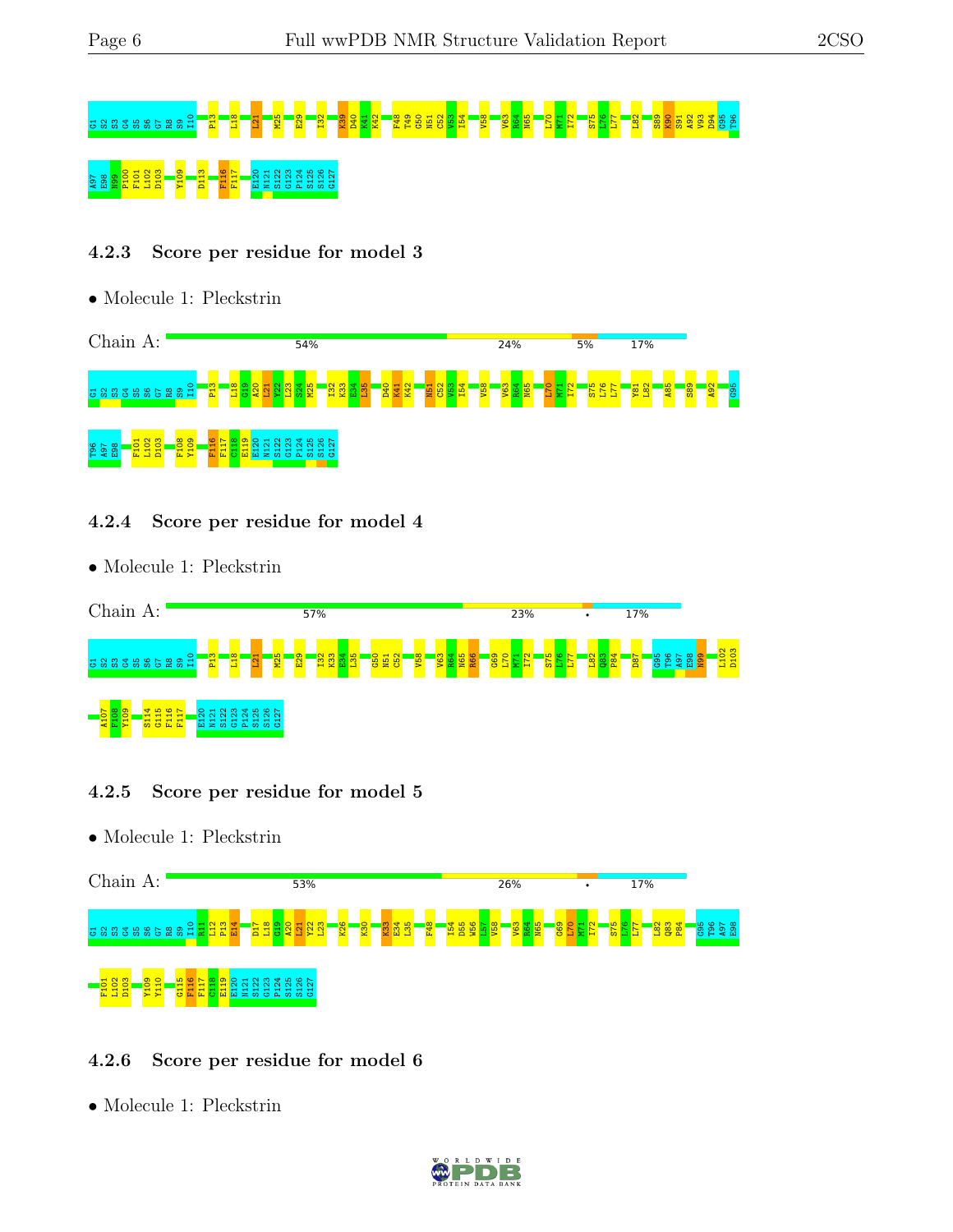G1 S2 S3 G4 S5 S6 G7 R8 S9 I10 P13 L18 L21 M25 E29 I32 K39 D40 K41 K42 F48 T49 G50 N51 C52 V53 I54 V58 V63 R64 L70 M71 I72 S75 L76 L77 L82 S89 K90 S91 A92 V93 D94 G95 T96

A97 E98 N99 P100 F101 L102 D103 Y109 D113 F116 F117 E120 N121 S122 G123 P124 S125 S126 G127

### 4.2.3 Score per residue for model 3

- Molecule 1: Pleckstrin

Chain A: 54% 24% 5% 17%

G1 S2 S3 G4 S5 S6 G7 R8 S9 I10 P13 L18 G19 A20 L21 Y22 L23 S24 M25 I32 K33 E34 L35 D40 K41 K42 N51 C52 V53 I54 V58 V63 R64 N65 L70 M71 I72 S75 L76 L77 Y81 L82 A85 S89 A92 G95

T96 A97 E98 F101 L102 D103 F108 Y109 F116 F117 C118 E119 E120 N121 S122 G123 P124 S125 S126 G127

### 4.2.4 Score per residue for model 4

- Molecule 1: Pleckstrin

Chain A: 57% 23% • 17%

G1 S2 S3 G4 S5 S6 G7 R8 S9 I10 P13 L18 L21 M25 E29 I32 K33 E34 L35 G50 N51 C52 V58 V63 R64 N65 R66 G69 L70 M71 I72 S75 L76 L77 L82 Q83 P84 D87 G95 T96 A97 E98 N99 L102 D103

A107 F108 Y109 S114 G115 F116 F117 E120 N121 S122 G123 P124 S125 S126 G127

### 4.2.5 Score per residue for model 5

- Molecule 1: Pleckstrin

Chain A: 53% 26% • 17%

G1 S2 S3 G4 S5 S6 G7 R8 S9 I10 R11 L12 P13 E14 D17 L18 G19 A20 L21 Y22 L23 K26 K30 K33 E34 L35 F48 I54 D55 W56 L57 V58 V63 R64 N65 G69 L70 M71 I72 S75 L76 L77 L82 Q83 P84 G95 T96 A97 E98

F101 L102 D103 Y109 Y110 G115 F116 F117 C118 E119 E120 N121 S122 G123 P124 S125 S126 G127

### 4.2.6 Score per residue for model 6

- Molecule 1: Pleckstrin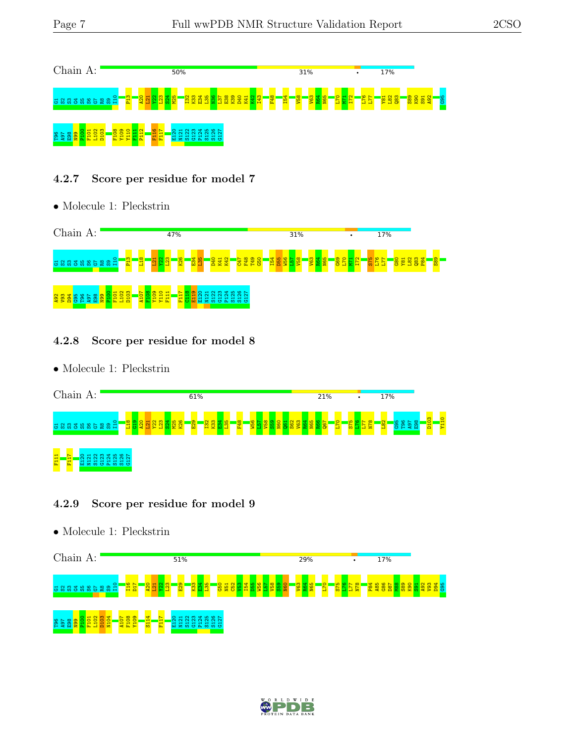Chain A: 50% 31% • 17%

G1 S2 S3 G4 S5 S6 G7 R8 S9 I10 P13 A20 L21 Y22 L23 S24 M25 I32 K33 E34 L35 N36 L37 E38 K39 D40 K41 K42 I43 F48 I54 V58 V63 R64 N65 L70 M71 I72 L76 L77 Y81 L82 Q83 S89 K90 S91 A92 G95

T96 A97 E98 N99 P100 F101 L102 D103 F108 Y109 Y110 F111 P112 F116 F117 E120 N121 S122 G123 P124 S125 S126 G127

#### 4.2.7 Score per residue for model 7

- Molecule 1: Pleckstrin

Chain A: 47% 31% • 17%

G1 S2 S3 G4 S5 S6 G7 R8 S9 I10 P13 L18 L21 Y22 L23 K26 E34 L35 D40 K41 K42 C47 F48 T49 G50 I54 D55 W56 L57 V58 V63 R64 N65 G69 L70 M71 I72 S75 L76 L77 G80 Y81 L82 Q83 P84 S89

A92 V93 D94 G95 T96 A97 E98 N99 P100 F101 L102 D103 A107 F108 Y109 Y110 F111 F117 C118 E119 E120 N121 S122 G123 P124 S125 S126 G127

#### 4.2.8 Score per residue for model 8

- Molecule 1: Pleckstrin

Chain A: 61% 21% • 17%

G1 S2 S3 G4 S5 S6 G7 R8 S9 I10 L18 G19 A20 L21 Y22 L23 S24 M25 K26 E29 I32 K33 E34 L35 F48 W56 L57 V58 S59 N60 Q61 S62 V63 R64 N65 R66 Q67 L70 S75 L76 L77 N78 L82 G95 T96 A97 E98 D103 Y110

F111 F117 E120 N121 S122 G123 P124 S125 S126 G127

#### 4.2.9 Score per residue for model 9

- Molecule 1: Pleckstrin

Chain A: 51% 29% • 17%

G1 S2 S3 G4 S5 S6 G7 R8 S9 I10 I16 D17 A20 L21 Y22 L23 E29 K33 E34 L35 G50 N51 C52 V53 I54 D55 W56 L57 V58 S59 N60 V63 R64 N65 L70 S75 L76 L77 N78 P84 A85 G86 D87 M88 S89 K90 S91 A92 V93 D94 G95

T96 A97 E98 N99 P100 F101 L102 D103 N104 A107 F108 Y109 S114 F117 E120 N121 S122 G123 P124 S125 S126 G127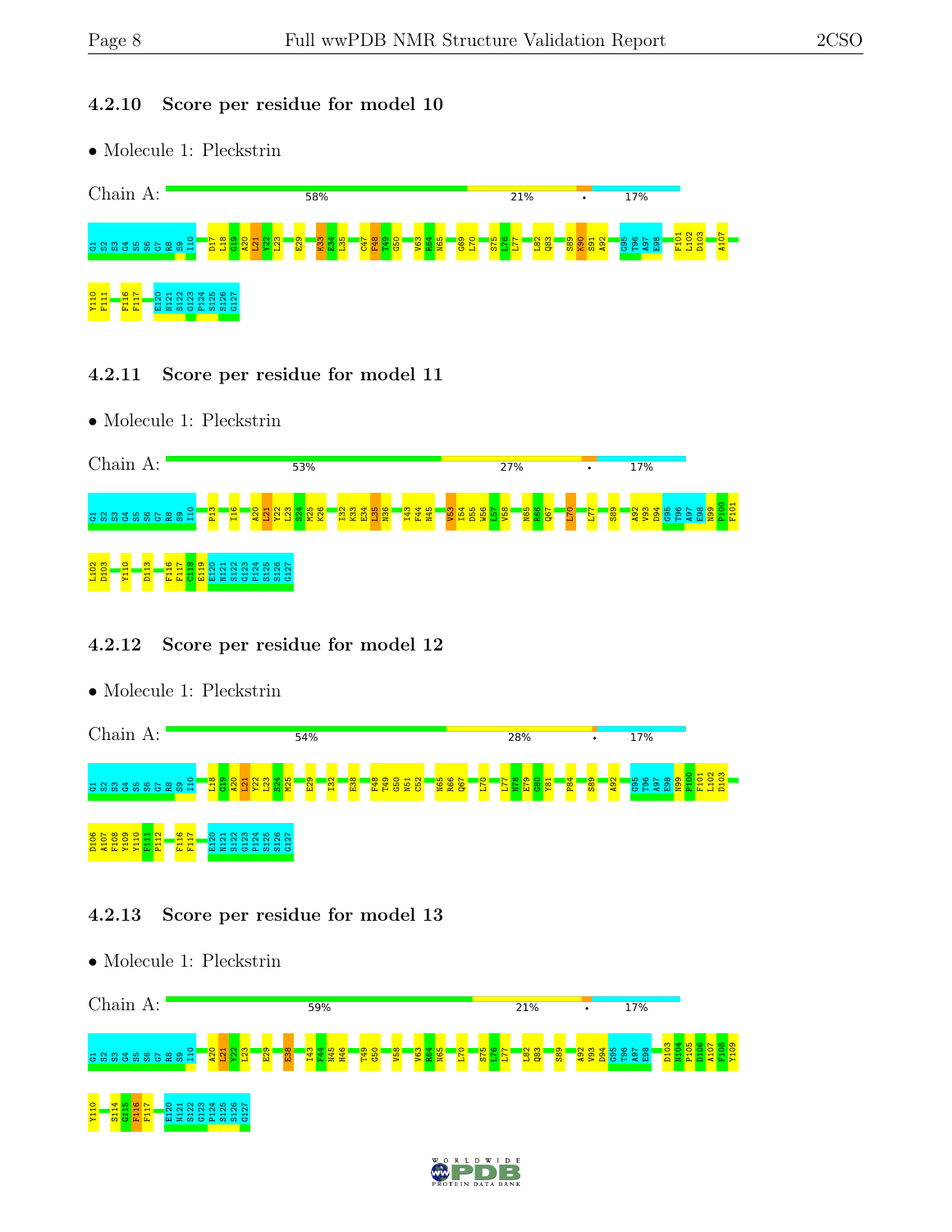### 4.2.10 Score per residue for model 10

- Molecule 1: Pleckstrin

Chain A: 58% 21% • 17%

G1 S2 S3 G4 S5 S6 G7 R8 S9 I10 D17 L18 G19 A20 L21 Y22 L23 E29 K33 E34 L35 C47 F48 T49 G50 V63 R64 N65 G69 L70 S75 L76 L77 L82 Q83 S89 K90 S91 A92 G95 T96 A97 E98 F101 L102 D103 A107 Y110 F111 F116 F117 E120 N121 S122 G123 P124 S125 S126 G127

### 4.2.11 Score per residue for model 11

- Molecule 1: Pleckstrin

Chain A: 53% 27% • 17%

G1 S2 S3 G4 S5 S6 G7 R8 S9 I10 P13 I16 A20 L21 Y22 L23 S24 M25 K26 I32 K33 E34 L35 N36 I43 F44 N45 V53 I54 D55 W56 L57 V58 N65 R66 Q67 L70 L77 S89 A92 V93 D94 G95 T96 A97 E98 N99 P100 F101 L102 D103 Y110 D113 F116 F117 C118 E119 E120 N121 S122 G123 P124 S125 S126 G127

### 4.2.12 Score per residue for model 12

- Molecule 1: Pleckstrin

Chain A: 54% 28% • 17%

G1 S2 S3 G4 S5 S6 G7 R8 S9 I10 L18 G19 A20 L21 Y22 L23 S24 M25 E29 I32 E38 F48 T49 G50 N51 C52 N65 R66 Q67 L70 L77 N78 E79 G80 Y81 P84 S89 A92 G95 T96 A97 E98 N99 P100 F101 L102 D103 D106 A107 F108 Y109 Y110 F111 P112 F116 F117 E120 N121 S122 G123 P124 S125 S126 G127

### 4.2.13 Score per residue for model 13

- Molecule 1: Pleckstrin

Chain A: 59% 21% • 17%

G1 S2 S3 G4 S5 S6 G7 R8 S9 I10 A20 L21 Y22 L23 E29 E38 I43 F44 N45 H46 T49 G50 V58 V63 R64 N65 L70 S75 L76 L77 L82 Q83 S89 A92 V93 D94 G95 T96 A97 E98 D103 N104 P105 D106 A107 F108 Y109 Y110 S114 G115 F116 F117 E120 N121 S122 G123 P124 S125 S126 G127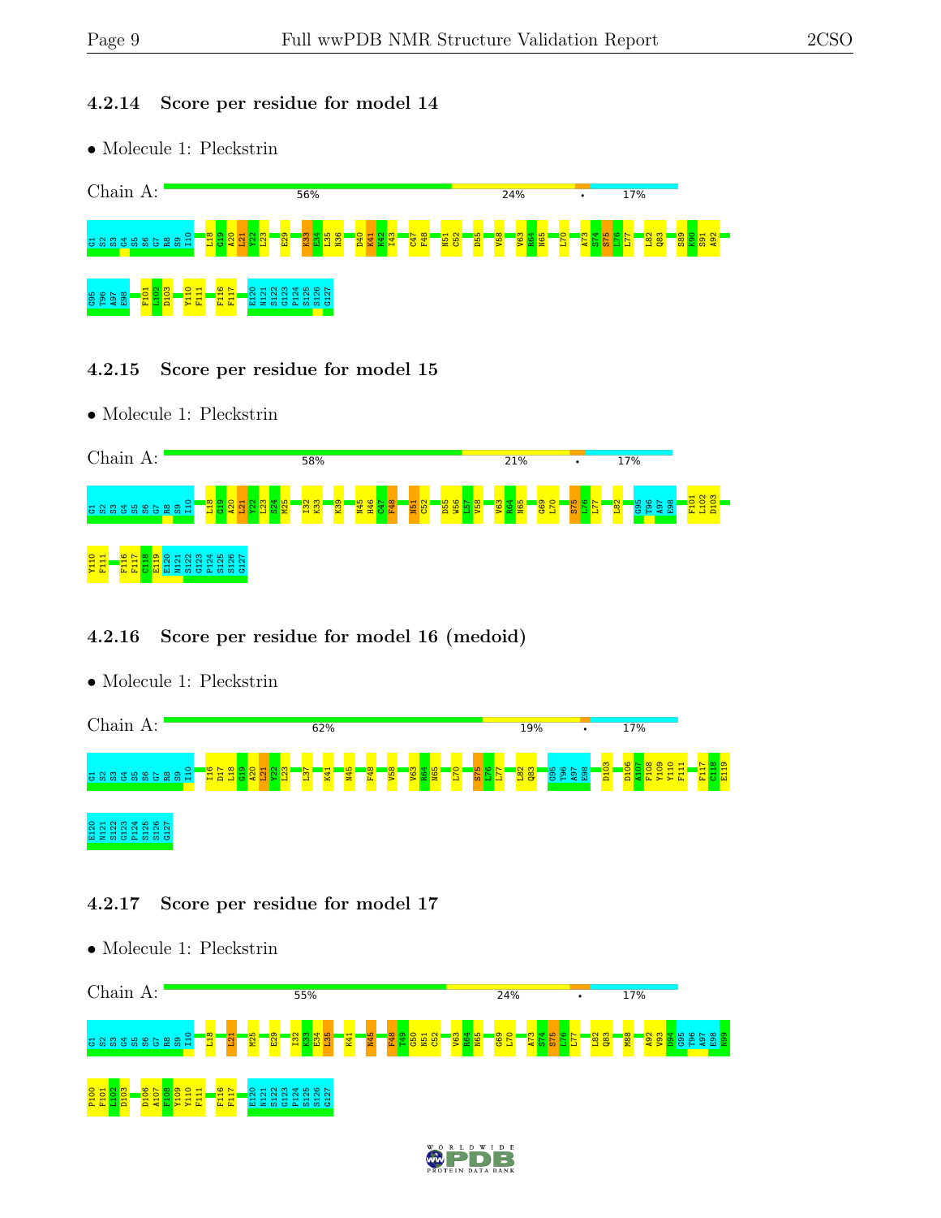### 4.2.14 Score per residue for model 14

- Molecule 1: Pleckstrin

Chain A: 56% 24% • 17%

G1 S2 S3 G4 S5 S6 G7 R8 S9 I10 L18 G19 A20 L21 Y22 L23 E29 K33 E34 L35 N36 D40 K41 K42 I43 C47 F48 N51 C52 D55 V58 V63 R64 N65 L70 A73 S74 S75 L76 L77 L82 Q83 S89 K90 S91 A92 G95 T96 A97 E98 F101 L102 D103 Y110 F111 F116 F117 E120 N121 S122 G123 P124 S125 S126 G127

### 4.2.15 Score per residue for model 15

- Molecule 1: Pleckstrin

Chain A: 58% 21% • 17%

G1 S2 S3 G4 S5 S6 G7 R8 S9 I10 L18 G19 A20 L21 Y22 L23 S24 M25 I32 K33 K39 N45 H46 C47 F48 N51 C52 D55 W56 L57 V58 V63 R64 N65 G69 L70 S75 L76 L77 L82 G95 T96 A97 E98 F101 L102 D103 Y110 F111 F116 F117 C118 E119 E120 N121 S122 G123 P124 S125 S126 G127

### 4.2.16 Score per residue for model 16 (medoid)

- Molecule 1: Pleckstrin

Chain A: 62% 19% • 17%

G1 S2 S3 G4 S5 S6 G7 R8 S9 I10 I16 D17 L18 G19 A20 L21 Y22 L23 L37 K41 N45 F48 V58 V63 R64 N65 L70 S75 L76 L77 L82 Q83 G95 T96 A97 E98 D103 D106 A107 F108 Y109 Y110 F111 F117 C118 E119 E120 N121 S122 G123 P124 S125 S126 G127

### 4.2.17 Score per residue for model 17

- Molecule 1: Pleckstrin

Chain A: 55% 24% • 17%

G1 S2 S3 G4 S5 S6 G7 R8 S9 I10 L18 L21 M25 E29 I32 K33 E34 L35 K41 N45 F48 T49 G50 N51 C52 V63 R64 N65 G69 L70 A73 S74 S75 L76 L77 L82 Q83 M88 A92 V93 D94 G95 T96 A97 E98 N99 P100 F101 L102 D103 D106 A107 F108 Y109 Y110 F111 F116 F117 E120 N121 S122 G123 P124 S125 S126 G127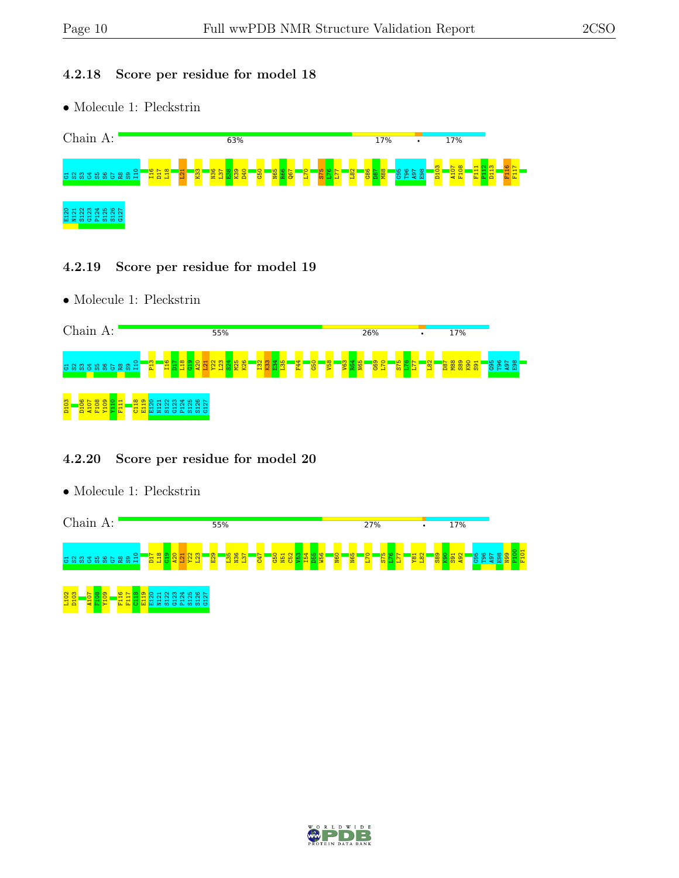### 4.2.18 Score per residue for model 18

• Molecule 1: Pleckstrin

Chain A: 63% 17% • 17%

G1 S2 S3 G4 S5 S6 G7 R8 S9 I10 I16 D17 L18 L21 K33 N36 L37 E38 K39 D40 G50 N65 K66 Q67 L70 S75 L76 L77 L82 G86 D87 M88 G95 T96 A97 E98 D103 A107 F108 F111 P112 D113 F116 F117 E120 N121 S122 G123 P124 S125 S126 G127

### 4.2.19 Score per residue for model 19

• Molecule 1: Pleckstrin

Chain A: 55% 26% • 17%

G1 S2 S3 G4 S5 S6 G7 R8 S9 I10 P13 I16 D17 L18 G19 A20 L21 Y22 L23 S24 M25 K26 I32 K33 E34 L35 F44 G50 V58 V63 K64 N65 G69 L70 S75 L76 L77 L82 D87 M88 S89 K90 S91 G95 T96 A97 E98 D103 D106 A107 F108 Y109 Y110 F111 C118 E119 E120 N121 S122 G123 P124 S125 S126 G127

### 4.2.20 Score per residue for model 20

• Molecule 1: Pleckstrin

Chain A: 55% 27% • 17%

G1 S2 S3 G4 S5 S6 G7 R8 S9 I10 D17 L18 G19 A20 L21 Y22 L23 E29 L35 N36 L37 C47 G50 N51 C52 V53 I54 D55 W56 N60 N65 L70 S75 L76 L77 Y81 L82 S89 K90 S91 A92 G95 T96 A97 E98 N99 P100 F101 L102 D103 A107 F108 Y109 F116 F117 C118 E119 E120 N121 S122 G123 P124 S125 S126 G127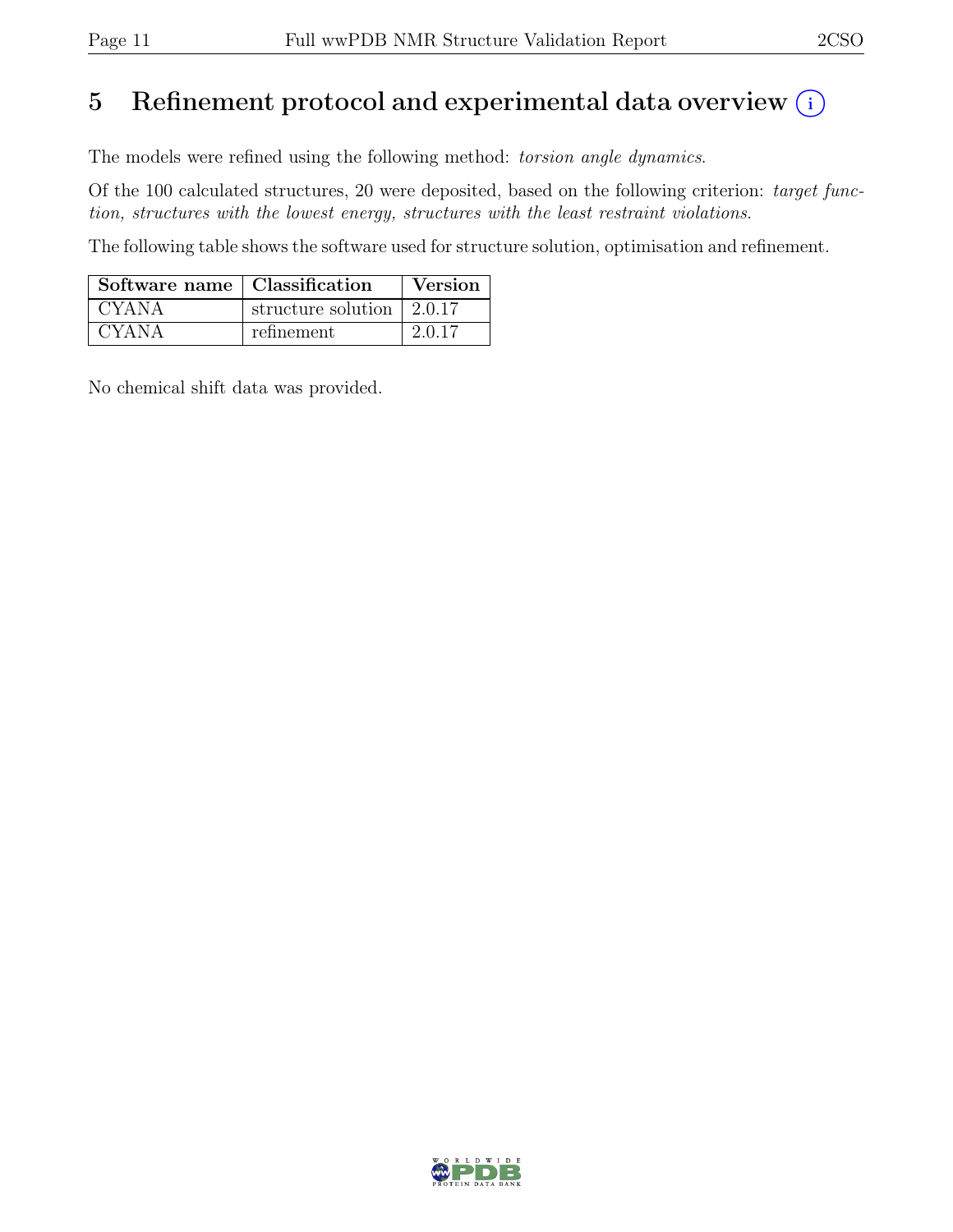# 5 Refinement protocol and experimental data overview (i)

The models were refined using the following method: *torsion angle dynamics*.

Of the 100 calculated structures, 20 were deposited, based on the following criterion: *target function, structures with the lowest energy, structures with the least restraint violations*.

The following table shows the software used for structure solution, optimisation and refinement.

| Software name | Classification | Version |
|---|---|---|
| CYANA | structure solution | 2.0.17 |
| CYANA | refinement | 2.0.17 |

No chemical shift data was provided.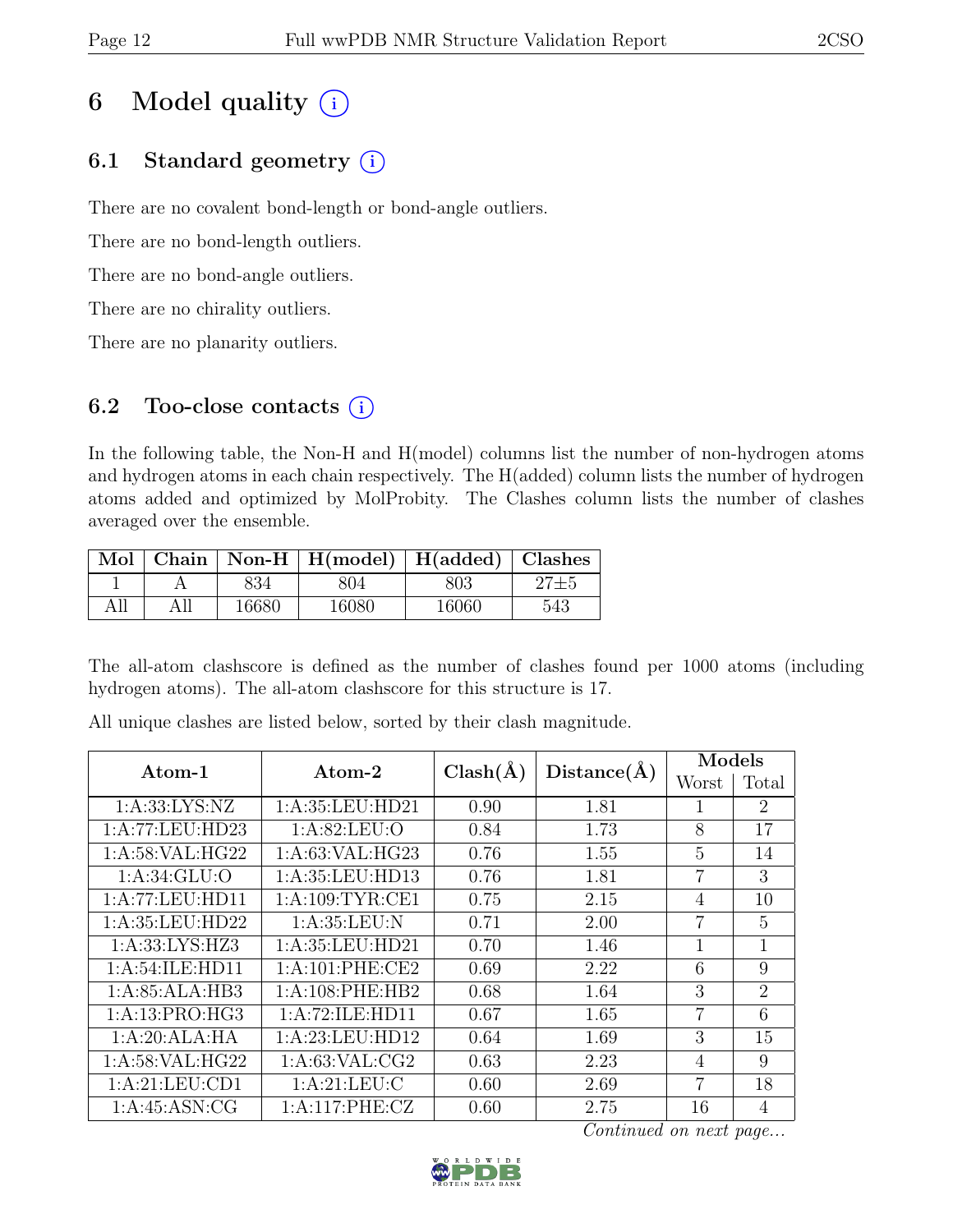# 6 Model quality

## 6.1 Standard geometry

There are no covalent bond-length or bond-angle outliers.

There are no bond-length outliers.

There are no bond-angle outliers.

There are no chirality outliers.

There are no planarity outliers.

## 6.2 Too-close contacts

In the following table, the Non-H and H(model) columns list the number of non-hydrogen atoms and hydrogen atoms in each chain respectively. The H(added) column lists the number of hydrogen atoms added and optimized by MolProbity. The Clashes column lists the number of clashes averaged over the ensemble.

| Mol | Chain | Non-H | H(model) | H(added) | Clashes |
|---|---|---|---|---|---|
| 1 | A | 834 | 804 | 803 | 27±5 |
| All | All | 16680 | 16080 | 16060 | 543 |

The all-atom clashscore is defined as the number of clashes found per 1000 atoms (including hydrogen atoms). The all-atom clashscore for this structure is 17.

All unique clashes are listed below, sorted by their clash magnitude.

| Atom-1 | Atom-2 | Clash(Å) | Distance(Å) | Models | |
|---|---|---|---|---|---|
| | | | | Worst | Total |
| 1:A:33:LYS:NZ | 1:A:35:LEU:HD21 | 0.90 | 1.81 | 1 | 2 |
| 1:A:77:LEU:HD23 | 1:A:82:LEU:O | 0.84 | 1.73 | 8 | 17 |
| 1:A:58:VAL:HG22 | 1:A:63:VAL:HG23 | 0.76 | 1.55 | 5 | 14 |
| 1:A:34:GLU:O | 1:A:35:LEU:HD13 | 0.76 | 1.81 | 7 | 3 |
| 1:A:77:LEU:HD11 | 1:A:109:TYR:CE1 | 0.75 | 2.15 | 4 | 10 |
| 1:A:35:LEU:HD22 | 1:A:35:LEU:N | 0.71 | 2.00 | 7 | 5 |
| 1:A:33:LYS:HZ3 | 1:A:35:LEU:HD21 | 0.70 | 1.46 | 1 | 1 |
| 1:A:54:ILE:HD11 | 1:A:101:PHE:CE2 | 0.69 | 2.22 | 6 | 9 |
| 1:A:85:ALA:HB3 | 1:A:108:PHE:HB2 | 0.68 | 1.64 | 3 | 2 |
| 1:A:13:PRO:HG3 | 1:A:72:ILE:HD11 | 0.67 | 1.65 | 7 | 6 |
| 1:A:20:ALA:HA | 1:A:23:LEU:HD12 | 0.64 | 1.69 | 3 | 15 |
| 1:A:58:VAL:HG22 | 1:A:63:VAL:CG2 | 0.63 | 2.23 | 4 | 9 |
| 1:A:21:LEU:CD1 | 1:A:21:LEU:C | 0.60 | 2.69 | 7 | 18 |
| 1:A:45:ASN:CG | 1:A:117:PHE:CZ | 0.60 | 2.75 | 16 | 4 |

*Continued on next page...*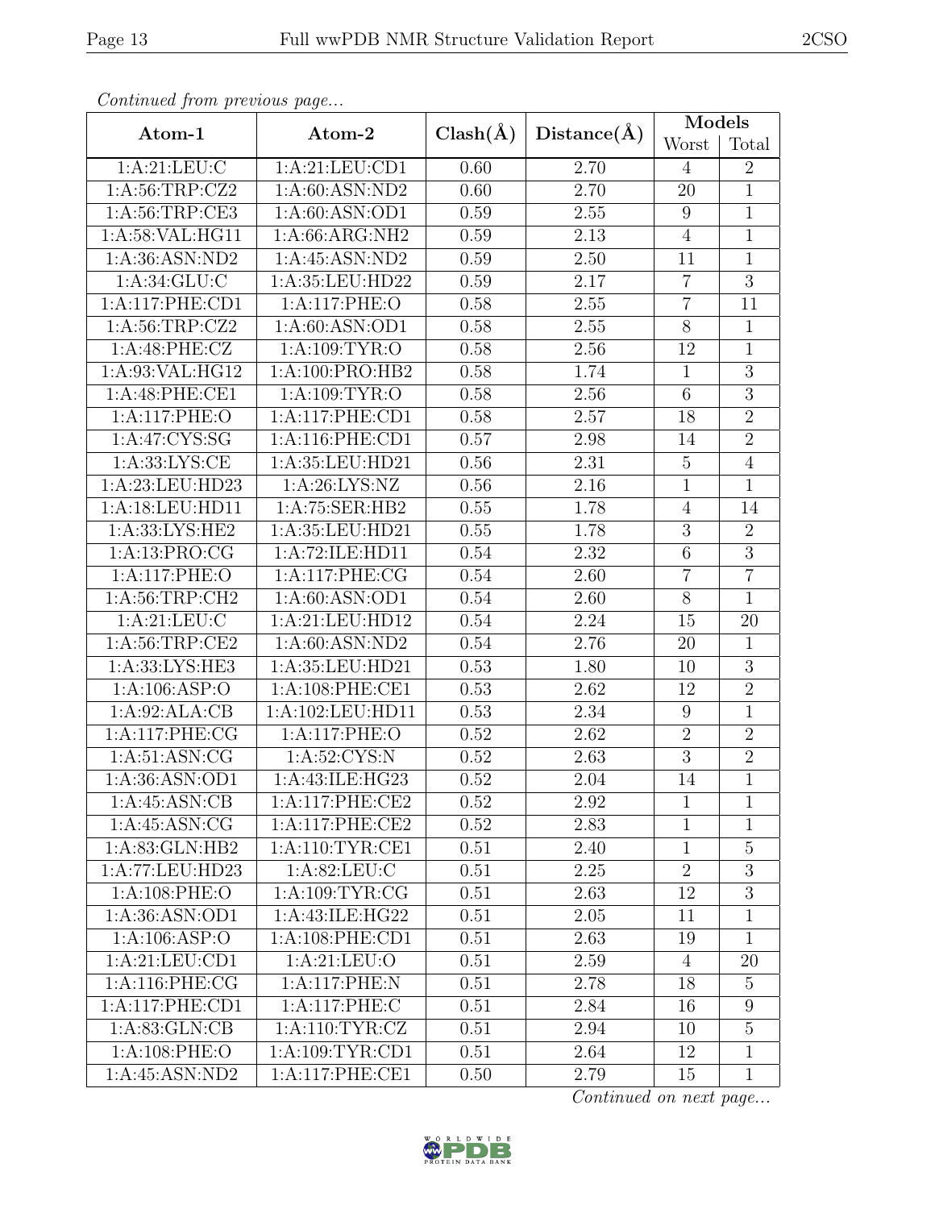*Continued from previous page...*

| Atom-1 | Atom-2 | Clash(Å) | Distance(Å) | Models | |
|---|---|---|---|---|---|
| | | | | Worst | Total |
| 1:A:21:LEU:C | 1:A:21:LEU:CD1 | 0.60 | 2.70 | 4 | 2 |
| 1:A:56:TRP:CZ2 | 1:A:60:ASN:ND2 | 0.60 | 2.70 | 20 | 1 |
| 1:A:56:TRP:CE3 | 1:A:60:ASN:OD1 | 0.59 | 2.55 | 9 | 1 |
| 1:A:58:VAL:HG11 | 1:A:66:ARG:NH2 | 0.59 | 2.13 | 4 | 1 |
| 1:A:36:ASN:ND2 | 1:A:45:ASN:ND2 | 0.59 | 2.50 | 11 | 1 |
| 1:A:34:GLU:C | 1:A:35:LEU:HD22 | 0.59 | 2.17 | 7 | 3 |
| 1:A:117:PHE:CD1 | 1:A:117:PHE:O | 0.58 | 2.55 | 7 | 11 |
| 1:A:56:TRP:CZ2 | 1:A:60:ASN:OD1 | 0.58 | 2.55 | 8 | 1 |
| 1:A:48:PHE:CZ | 1:A:109:TYR:O | 0.58 | 2.56 | 12 | 1 |
| 1:A:93:VAL:HG12 | 1:A:100:PRO:HB2 | 0.58 | 1.74 | 1 | 3 |
| 1:A:48:PHE:CE1 | 1:A:109:TYR:O | 0.58 | 2.56 | 6 | 3 |
| 1:A:117:PHE:O | 1:A:117:PHE:CD1 | 0.58 | 2.57 | 18 | 2 |
| 1:A:47:CYS:SG | 1:A:116:PHE:CD1 | 0.57 | 2.98 | 14 | 2 |
| 1:A:33:LYS:CE | 1:A:35:LEU:HD21 | 0.56 | 2.31 | 5 | 4 |
| 1:A:23:LEU:HD23 | 1:A:26:LYS:NZ | 0.56 | 2.16 | 1 | 1 |
| 1:A:18:LEU:HD11 | 1:A:75:SER:HB2 | 0.55 | 1.78 | 4 | 14 |
| 1:A:33:LYS:HE2 | 1:A:35:LEU:HD21 | 0.55 | 1.78 | 3 | 2 |
| 1:A:13:PRO:CG | 1:A:72:ILE:HD11 | 0.54 | 2.32 | 6 | 3 |
| 1:A:117:PHE:O | 1:A:117:PHE:CG | 0.54 | 2.60 | 7 | 7 |
| 1:A:56:TRP:CH2 | 1:A:60:ASN:OD1 | 0.54 | 2.60 | 8 | 1 |
| 1:A:21:LEU:C | 1:A:21:LEU:HD12 | 0.54 | 2.24 | 15 | 20 |
| 1:A:56:TRP:CE2 | 1:A:60:ASN:ND2 | 0.54 | 2.76 | 20 | 1 |
| 1:A:33:LYS:HE3 | 1:A:35:LEU:HD21 | 0.53 | 1.80 | 10 | 3 |
| 1:A:106:ASP:O | 1:A:108:PHE:CE1 | 0.53 | 2.62 | 12 | 2 |
| 1:A:92:ALA:CB | 1:A:102:LEU:HD11 | 0.53 | 2.34 | 9 | 1 |
| 1:A:117:PHE:CG | 1:A:117:PHE:O | 0.52 | 2.62 | 2 | 2 |
| 1:A:51:ASN:CG | 1:A:52:CYS:N | 0.52 | 2.63 | 3 | 2 |
| 1:A:36:ASN:OD1 | 1:A:43:ILE:HG23 | 0.52 | 2.04 | 14 | 1 |
| 1:A:45:ASN:CB | 1:A:117:PHE:CE2 | 0.52 | 2.92 | 1 | 1 |
| 1:A:45:ASN:CG | 1:A:117:PHE:CE2 | 0.52 | 2.83 | 1 | 1 |
| 1:A:83:GLN:HB2 | 1:A:110:TYR:CE1 | 0.51 | 2.40 | 1 | 5 |
| 1:A:77:LEU:HD23 | 1:A:82:LEU:C | 0.51 | 2.25 | 2 | 3 |
| 1:A:108:PHE:O | 1:A:109:TYR:CG | 0.51 | 2.63 | 12 | 3 |
| 1:A:36:ASN:OD1 | 1:A:43:ILE:HG22 | 0.51 | 2.05 | 11 | 1 |
| 1:A:106:ASP:O | 1:A:108:PHE:CD1 | 0.51 | 2.63 | 19 | 1 |
| 1:A:21:LEU:CD1 | 1:A:21:LEU:O | 0.51 | 2.59 | 4 | 20 |
| 1:A:116:PHE:CG | 1:A:117:PHE:N | 0.51 | 2.78 | 18 | 5 |
| 1:A:117:PHE:CD1 | 1:A:117:PHE:C | 0.51 | 2.84 | 16 | 9 |
| 1:A:83:GLN:CB | 1:A:110:TYR:CZ | 0.51 | 2.94 | 10 | 5 |
| 1:A:108:PHE:O | 1:A:109:TYR:CD1 | 0.51 | 2.64 | 12 | 1 |
| 1:A:45:ASN:ND2 | 1:A:117:PHE:CE1 | 0.50 | 2.79 | 15 | 1 |

*Continued on next page...*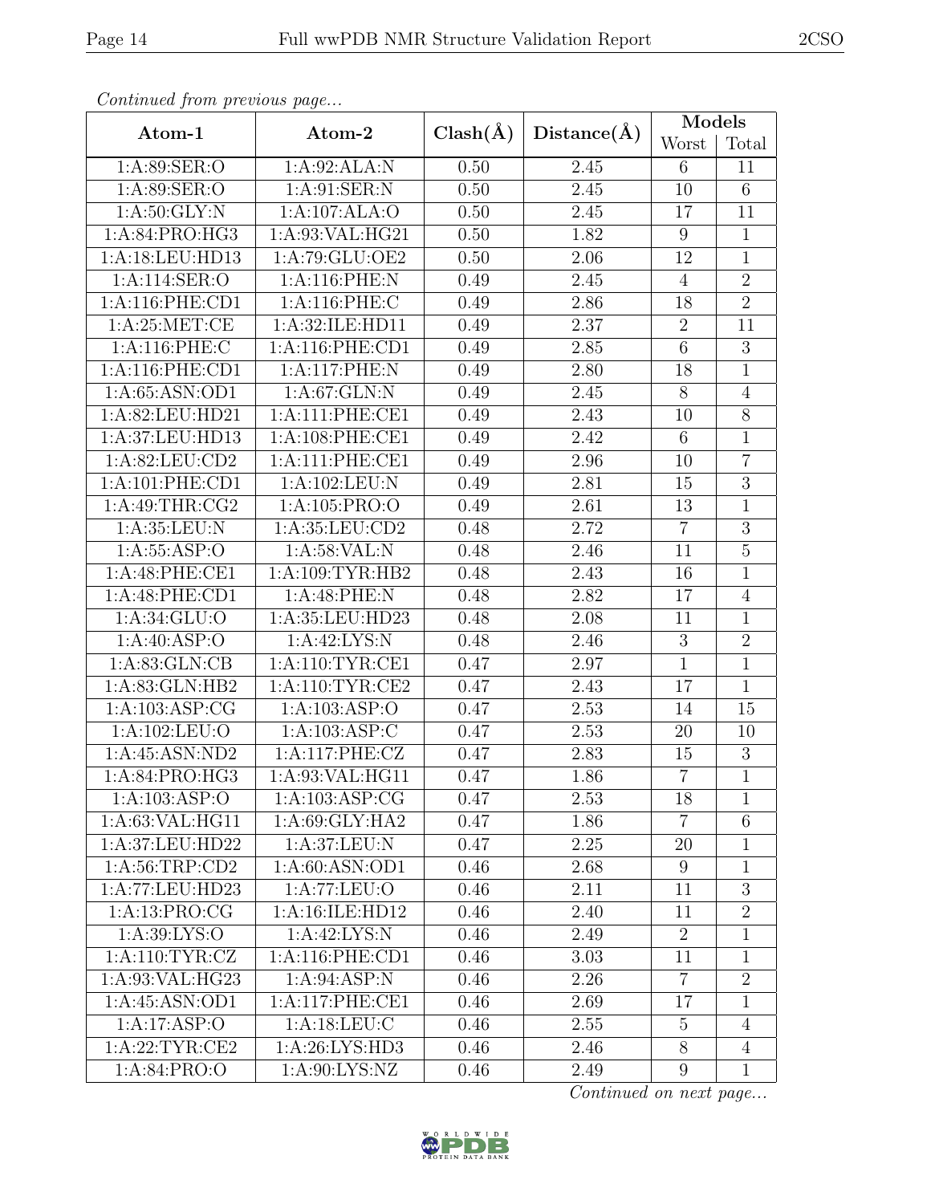*Continued from previous page...*

| Atom-1 | Atom-2 | Clash(Å) | Distance(Å) | Models | |
|---|---|---|---|---|---|
| | | | | Worst | Total |
| 1:A:89:SER:O | 1:A:92:ALA:N | 0.50 | 2.45 | 6 | 11 |
| 1:A:89:SER:O | 1:A:91:SER:N | 0.50 | 2.45 | 10 | 6 |
| 1:A:50:GLY:N | 1:A:107:ALA:O | 0.50 | 2.45 | 17 | 11 |
| 1:A:84:PRO:HG3 | 1:A:93:VAL:HG21 | 0.50 | 1.82 | 9 | 1 |
| 1:A:18:LEU:HD13 | 1:A:79:GLU:OE2 | 0.50 | 2.06 | 12 | 1 |
| 1:A:114:SER:O | 1:A:116:PHE:N | 0.49 | 2.45 | 4 | 2 |
| 1:A:116:PHE:CD1 | 1:A:116:PHE:C | 0.49 | 2.86 | 18 | 2 |
| 1:A:25:MET:CE | 1:A:32:ILE:HD11 | 0.49 | 2.37 | 2 | 11 |
| 1:A:116:PHE:C | 1:A:116:PHE:CD1 | 0.49 | 2.85 | 6 | 3 |
| 1:A:116:PHE:CD1 | 1:A:117:PHE:N | 0.49 | 2.80 | 18 | 1 |
| 1:A:65:ASN:OD1 | 1:A:67:GLN:N | 0.49 | 2.45 | 8 | 4 |
| 1:A:82:LEU:HD21 | 1:A:111:PHE:CE1 | 0.49 | 2.43 | 10 | 8 |
| 1:A:37:LEU:HD13 | 1:A:108:PHE:CE1 | 0.49 | 2.42 | 6 | 1 |
| 1:A:82:LEU:CD2 | 1:A:111:PHE:CE1 | 0.49 | 2.96 | 10 | 7 |
| 1:A:101:PHE:CD1 | 1:A:102:LEU:N | 0.49 | 2.81 | 15 | 3 |
| 1:A:49:THR:CG2 | 1:A:105:PRO:O | 0.49 | 2.61 | 13 | 1 |
| 1:A:35:LEU:N | 1:A:35:LEU:CD2 | 0.48 | 2.72 | 7 | 3 |
| 1:A:55:ASP:O | 1:A:58:VAL:N | 0.48 | 2.46 | 11 | 5 |
| 1:A:48:PHE:CE1 | 1:A:109:TYR:HB2 | 0.48 | 2.43 | 16 | 1 |
| 1:A:48:PHE:CD1 | 1:A:48:PHE:N | 0.48 | 2.82 | 17 | 4 |
| 1:A:34:GLU:O | 1:A:35:LEU:HD23 | 0.48 | 2.08 | 11 | 1 |
| 1:A:40:ASP:O | 1:A:42:LYS:N | 0.48 | 2.46 | 3 | 2 |
| 1:A:83:GLN:CB | 1:A:110:TYR:CE1 | 0.47 | 2.97 | 1 | 1 |
| 1:A:83:GLN:HB2 | 1:A:110:TYR:CE2 | 0.47 | 2.43 | 17 | 1 |
| 1:A:103:ASP:CG | 1:A:103:ASP:O | 0.47 | 2.53 | 14 | 15 |
| 1:A:102:LEU:O | 1:A:103:ASP:C | 0.47 | 2.53 | 20 | 10 |
| 1:A:45:ASN:ND2 | 1:A:117:PHE:CZ | 0.47 | 2.83 | 15 | 3 |
| 1:A:84:PRO:HG3 | 1:A:93:VAL:HG11 | 0.47 | 1.86 | 7 | 1 |
| 1:A:103:ASP:O | 1:A:103:ASP:CG | 0.47 | 2.53 | 18 | 1 |
| 1:A:63:VAL:HG11 | 1:A:69:GLY:HA2 | 0.47 | 1.86 | 7 | 6 |
| 1:A:37:LEU:HD22 | 1:A:37:LEU:N | 0.47 | 2.25 | 20 | 1 |
| 1:A:56:TRP:CD2 | 1:A:60:ASN:OD1 | 0.46 | 2.68 | 9 | 1 |
| 1:A:77:LEU:HD23 | 1:A:77:LEU:O | 0.46 | 2.11 | 11 | 3 |
| 1:A:13:PRO:CG | 1:A:16:ILE:HD12 | 0.46 | 2.40 | 11 | 2 |
| 1:A:39:LYS:O | 1:A:42:LYS:N | 0.46 | 2.49 | 2 | 1 |
| 1:A:110:TYR:CZ | 1:A:116:PHE:CD1 | 0.46 | 3.03 | 11 | 1 |
| 1:A:93:VAL:HG23 | 1:A:94:ASP:N | 0.46 | 2.26 | 7 | 2 |
| 1:A:45:ASN:OD1 | 1:A:117:PHE:CE1 | 0.46 | 2.69 | 17 | 1 |
| 1:A:17:ASP:O | 1:A:18:LEU:C | 0.46 | 2.55 | 5 | 4 |
| 1:A:22:TYR:CE2 | 1:A:26:LYS:HD3 | 0.46 | 2.46 | 8 | 4 |
| 1:A:84:PRO:O | 1:A:90:LYS:NZ | 0.46 | 2.49 | 9 | 1 |

*Continued on next page...*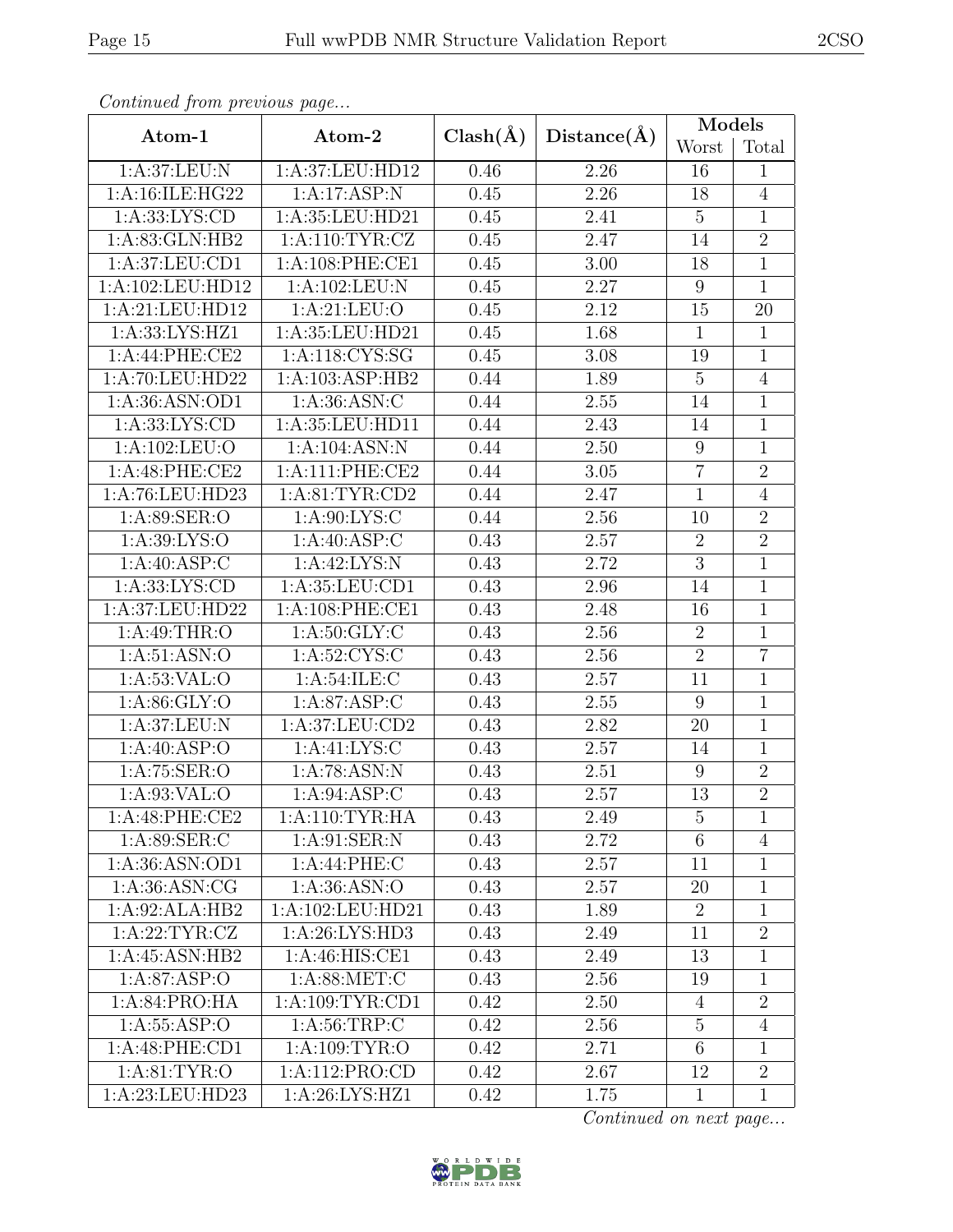*Continued from previous page...*

| Atom-1 | Atom-2 | Clash(Å) | Distance(Å) | Models | |
|---|---|---|---|---|---|
| | | | | Worst | Total |
| 1:A:37:LEU:N | 1:A:37:LEU:HD12 | 0.46 | 2.26 | 16 | 1 |
| 1:A:16:ILE:HG22 | 1:A:17:ASP:N | 0.45 | 2.26 | 18 | 4 |
| 1:A:33:LYS:CD | 1:A:35:LEU:HD21 | 0.45 | 2.41 | 5 | 1 |
| 1:A:83:GLN:HB2 | 1:A:110:TYR:CZ | 0.45 | 2.47 | 14 | 2 |
| 1:A:37:LEU:CD1 | 1:A:108:PHE:CE1 | 0.45 | 3.00 | 18 | 1 |
| 1:A:102:LEU:HD12 | 1:A:102:LEU:N | 0.45 | 2.27 | 9 | 1 |
| 1:A:21:LEU:HD12 | 1:A:21:LEU:O | 0.45 | 2.12 | 15 | 20 |
| 1:A:33:LYS:HZ1 | 1:A:35:LEU:HD21 | 0.45 | 1.68 | 1 | 1 |
| 1:A:44:PHE:CE2 | 1:A:118:CYS:SG | 0.45 | 3.08 | 19 | 1 |
| 1:A:70:LEU:HD22 | 1:A:103:ASP:HB2 | 0.44 | 1.89 | 5 | 4 |
| 1:A:36:ASN:OD1 | 1:A:36:ASN:C | 0.44 | 2.55 | 14 | 1 |
| 1:A:33:LYS:CD | 1:A:35:LEU:HD11 | 0.44 | 2.43 | 14 | 1 |
| 1:A:102:LEU:O | 1:A:104:ASN:N | 0.44 | 2.50 | 9 | 1 |
| 1:A:48:PHE:CE2 | 1:A:111:PHE:CE2 | 0.44 | 3.05 | 7 | 2 |
| 1:A:76:LEU:HD23 | 1:A:81:TYR:CD2 | 0.44 | 2.47 | 1 | 4 |
| 1:A:89:SER:O | 1:A:90:LYS:C | 0.44 | 2.56 | 10 | 2 |
| 1:A:39:LYS:O | 1:A:40:ASP:C | 0.43 | 2.57 | 2 | 2 |
| 1:A:40:ASP:C | 1:A:42:LYS:N | 0.43 | 2.72 | 3 | 1 |
| 1:A:33:LYS:CD | 1:A:35:LEU:CD1 | 0.43 | 2.96 | 14 | 1 |
| 1:A:37:LEU:HD22 | 1:A:108:PHE:CE1 | 0.43 | 2.48 | 16 | 1 |
| 1:A:49:THR:O | 1:A:50:GLY:C | 0.43 | 2.56 | 2 | 1 |
| 1:A:51:ASN:O | 1:A:52:CYS:C | 0.43 | 2.56 | 2 | 7 |
| 1:A:53:VAL:O | 1:A:54:ILE:C | 0.43 | 2.57 | 11 | 1 |
| 1:A:86:GLY:O | 1:A:87:ASP:C | 0.43 | 2.55 | 9 | 1 |
| 1:A:37:LEU:N | 1:A:37:LEU:CD2 | 0.43 | 2.82 | 20 | 1 |
| 1:A:40:ASP:O | 1:A:41:LYS:C | 0.43 | 2.57 | 14 | 1 |
| 1:A:75:SER:O | 1:A:78:ASN:N | 0.43 | 2.51 | 9 | 2 |
| 1:A:93:VAL:O | 1:A:94:ASP:C | 0.43 | 2.57 | 13 | 2 |
| 1:A:48:PHE:CE2 | 1:A:110:TYR:HA | 0.43 | 2.49 | 5 | 1 |
| 1:A:89:SER:C | 1:A:91:SER:N | 0.43 | 2.72 | 6 | 4 |
| 1:A:36:ASN:OD1 | 1:A:44:PHE:C | 0.43 | 2.57 | 11 | 1 |
| 1:A:36:ASN:CG | 1:A:36:ASN:O | 0.43 | 2.57 | 20 | 1 |
| 1:A:92:ALA:HB2 | 1:A:102:LEU:HD21 | 0.43 | 1.89 | 2 | 1 |
| 1:A:22:TYR:CZ | 1:A:26:LYS:HD3 | 0.43 | 2.49 | 11 | 2 |
| 1:A:45:ASN:HB2 | 1:A:46:HIS:CE1 | 0.43 | 2.49 | 13 | 1 |
| 1:A:87:ASP:O | 1:A:88:MET:C | 0.43 | 2.56 | 19 | 1 |
| 1:A:84:PRO:HA | 1:A:109:TYR:CD1 | 0.42 | 2.50 | 4 | 2 |
| 1:A:55:ASP:O | 1:A:56:TRP:C | 0.42 | 2.56 | 5 | 4 |
| 1:A:48:PHE:CD1 | 1:A:109:TYR:O | 0.42 | 2.71 | 6 | 1 |
| 1:A:81:TYR:O | 1:A:112:PRO:CD | 0.42 | 2.67 | 12 | 2 |
| 1:A:23:LEU:HD23 | 1:A:26:LYS:HZ1 | 0.42 | 1.75 | 1 | 1 |

*Continued on next page...*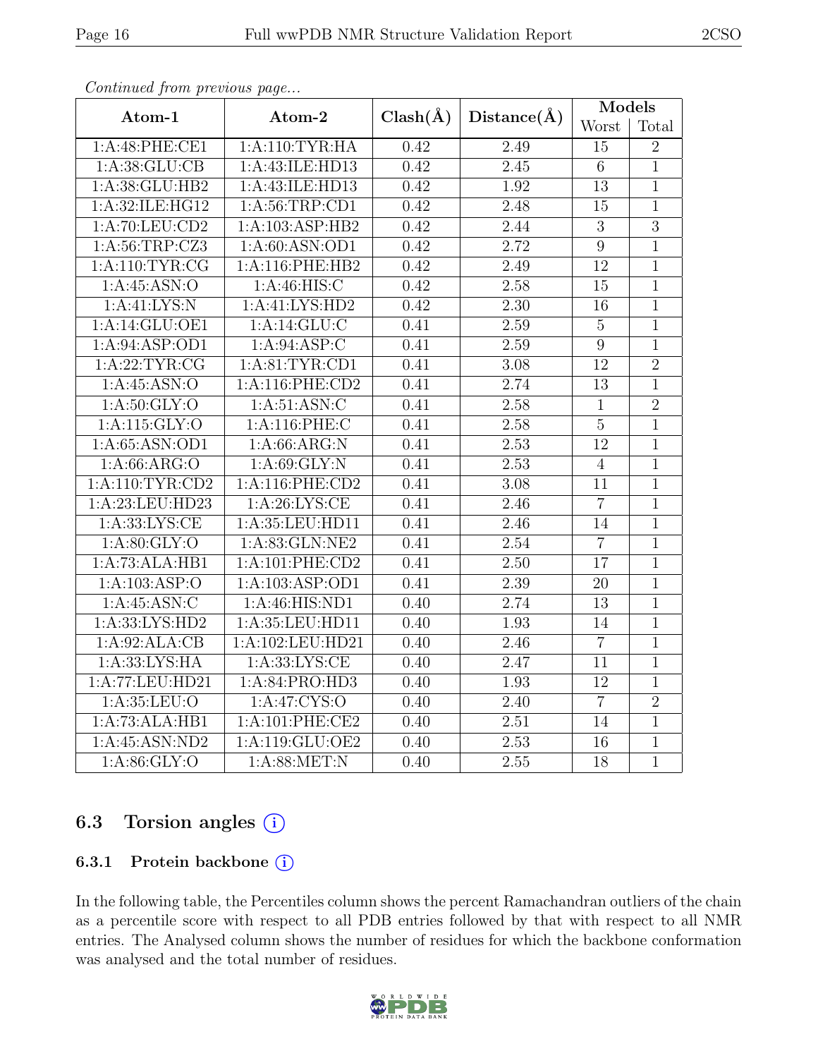*Continued from previous page...*

| Atom-1 | Atom-2 | Clash(Å) | Distance(Å) | Models | |
|---|---|---|---|---|---|
| | | | | Worst | Total |
| 1:A:48:PHE:CE1 | 1:A:110:TYR:HA | 0.42 | 2.49 | 15 | 2 |
| 1:A:38:GLU:CB | 1:A:43:ILE:HD13 | 0.42 | 2.45 | 6 | 1 |
| 1:A:38:GLU:HB2 | 1:A:43:ILE:HD13 | 0.42 | 1.92 | 13 | 1 |
| 1:A:32:ILE:HG12 | 1:A:56:TRP:CD1 | 0.42 | 2.48 | 15 | 1 |
| 1:A:70:LEU:CD2 | 1:A:103:ASP:HB2 | 0.42 | 2.44 | 3 | 3 |
| 1:A:56:TRP:CZ3 | 1:A:60:ASN:OD1 | 0.42 | 2.72 | 9 | 1 |
| 1:A:110:TYR:CG | 1:A:116:PHE:HB2 | 0.42 | 2.49 | 12 | 1 |
| 1:A:45:ASN:O | 1:A:46:HIS:C | 0.42 | 2.58 | 15 | 1 |
| 1:A:41:LYS:N | 1:A:41:LYS:HD2 | 0.42 | 2.30 | 16 | 1 |
| 1:A:14:GLU:OE1 | 1:A:14:GLU:C | 0.41 | 2.59 | 5 | 1 |
| 1:A:94:ASP:OD1 | 1:A:94:ASP:C | 0.41 | 2.59 | 9 | 1 |
| 1:A:22:TYR:CG | 1:A:81:TYR:CD1 | 0.41 | 3.08 | 12 | 2 |
| 1:A:45:ASN:O | 1:A:116:PHE:CD2 | 0.41 | 2.74 | 13 | 1 |
| 1:A:50:GLY:O | 1:A:51:ASN:C | 0.41 | 2.58 | 1 | 2 |
| 1:A:115:GLY:O | 1:A:116:PHE:C | 0.41 | 2.58 | 5 | 1 |
| 1:A:65:ASN:OD1 | 1:A:66:ARG:N | 0.41 | 2.53 | 12 | 1 |
| 1:A:66:ARG:O | 1:A:69:GLY:N | 0.41 | 2.53 | 4 | 1 |
| 1:A:110:TYR:CD2 | 1:A:116:PHE:CD2 | 0.41 | 3.08 | 11 | 1 |
| 1:A:23:LEU:HD23 | 1:A:26:LYS:CE | 0.41 | 2.46 | 7 | 1 |
| 1:A:33:LYS:CE | 1:A:35:LEU:HD11 | 0.41 | 2.46 | 14 | 1 |
| 1:A:80:GLY:O | 1:A:83:GLN:NE2 | 0.41 | 2.54 | 7 | 1 |
| 1:A:73:ALA:HB1 | 1:A:101:PHE:CD2 | 0.41 | 2.50 | 17 | 1 |
| 1:A:103:ASP:O | 1:A:103:ASP:OD1 | 0.41 | 2.39 | 20 | 1 |
| 1:A:45:ASN:C | 1:A:46:HIS:ND1 | 0.40 | 2.74 | 13 | 1 |
| 1:A:33:LYS:HD2 | 1:A:35:LEU:HD11 | 0.40 | 1.93 | 14 | 1 |
| 1:A:92:ALA:CB | 1:A:102:LEU:HD21 | 0.40 | 2.46 | 7 | 1 |
| 1:A:33:LYS:HA | 1:A:33:LYS:CE | 0.40 | 2.47 | 11 | 1 |
| 1:A:77:LEU:HD21 | 1:A:84:PRO:HD3 | 0.40 | 1.93 | 12 | 1 |
| 1:A:35:LEU:O | 1:A:47:CYS:O | 0.40 | 2.40 | 7 | 2 |
| 1:A:73:ALA:HB1 | 1:A:101:PHE:CE2 | 0.40 | 2.51 | 14 | 1 |
| 1:A:45:ASN:ND2 | 1:A:119:GLU:OE2 | 0.40 | 2.53 | 16 | 1 |
| 1:A:86:GLY:O | 1:A:88:MET:N | 0.40 | 2.55 | 18 | 1 |

## 6.3 Torsion angles (i)

### 6.3.1 Protein backbone (i)

In the following table, the Percentiles column shows the percent Ramachandran outliers of the chain as a percentile score with respect to all PDB entries followed by that with respect to all NMR entries. The Analysed column shows the number of residues for which the backbone conformation was analysed and the total number of residues.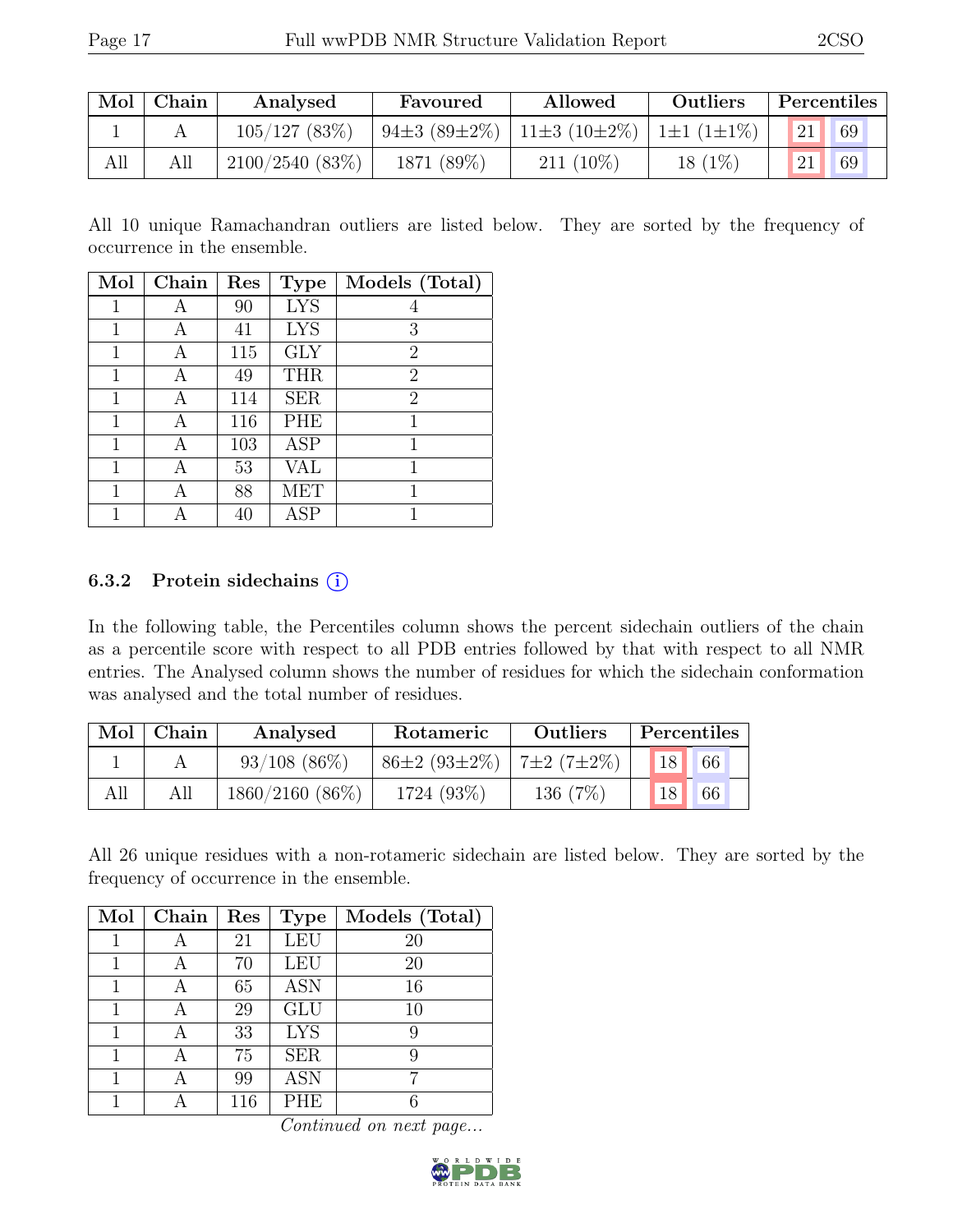| Mol | Chain | Analysed | Favoured | Allowed | Outliers | Percentiles | |
|---|---|---|---|---|---|---|---|
| 1 | A | 105/127 (83%) | 94±3 (89±2%) | 11±3 (10±2%) | 1±1 (1±1%) | 21 | 69 |
| All | All | 2100/2540 (83%) | 1871 (89%) | 211 (10%) | 18 (1%) | 21 | 69 |

All 10 unique Ramachandran outliers are listed below. They are sorted by the frequency of occurrence in the ensemble.

| Mol | Chain | Res | Type | Models (Total) |
|---|---|---|---|---|
| 1 | A | 90 | LYS | 4 |
| 1 | A | 41 | LYS | 3 |
| 1 | A | 115 | GLY | 2 |
| 1 | A | 49 | THR | 2 |
| 1 | A | 114 | SER | 2 |
| 1 | A | 116 | PHE | 1 |
| 1 | A | 103 | ASP | 1 |
| 1 | A | 53 | VAL | 1 |
| 1 | A | 88 | MET | 1 |
| 1 | A | 40 | ASP | 1 |

### 6.3.2 Protein sidechains (i)

In the following table, the Percentiles column shows the percent sidechain outliers of the chain as a percentile score with respect to all PDB entries followed by that with respect to all NMR entries. The Analysed column shows the number of residues for which the sidechain conformation was analysed and the total number of residues.

| Mol | Chain | Analysed | Rotameric | Outliers | Percentiles | |
|---|---|---|---|---|---|---|
| 1 | A | 93/108 (86%) | 86±2 (93±2%) | 7±2 (7±2%) | 18 | 66 |
| All | All | 1860/2160 (86%) | 1724 (93%) | 136 (7%) | 18 | 66 |

All 26 unique residues with a non-rotameric sidechain are listed below. They are sorted by the frequency of occurrence in the ensemble.

| Mol | Chain | Res | Type | Models (Total) |
|---|---|---|---|---|
| 1 | A | 21 | LEU | 20 |
| 1 | A | 70 | LEU | 20 |
| 1 | A | 65 | ASN | 16 |
| 1 | A | 29 | GLU | 10 |
| 1 | A | 33 | LYS | 9 |
| 1 | A | 75 | SER | 9 |
| 1 | A | 99 | ASN | 7 |
| 1 | A | 116 | PHE | 6 |

*Continued on next page...*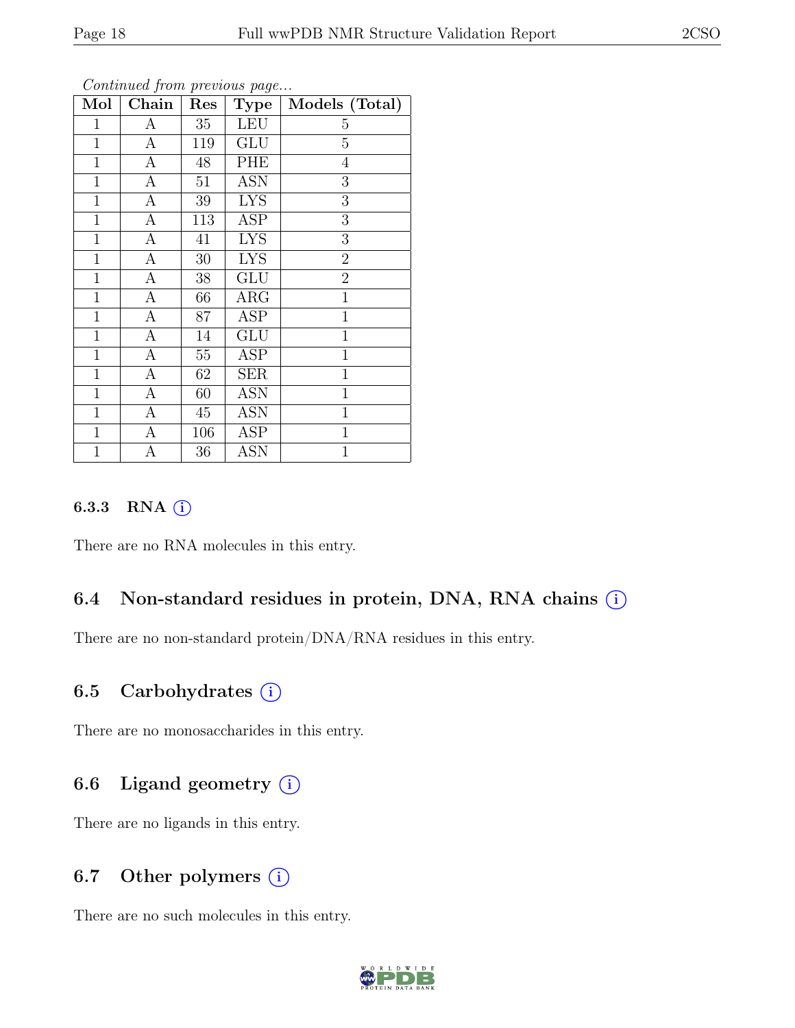*Continued from previous page...*

| Mol | Chain | Res | Type | Models (Total) |
|---|---|---|---|---|
| 1 | A | 35 | LEU | 5 |
| 1 | A | 119 | GLU | 5 |
| 1 | A | 48 | PHE | 4 |
| 1 | A | 51 | ASN | 3 |
| 1 | A | 39 | LYS | 3 |
| 1 | A | 113 | ASP | 3 |
| 1 | A | 41 | LYS | 3 |
| 1 | A | 30 | LYS | 2 |
| 1 | A | 38 | GLU | 2 |
| 1 | A | 66 | ARG | 1 |
| 1 | A | 87 | ASP | 1 |
| 1 | A | 14 | GLU | 1 |
| 1 | A | 55 | ASP | 1 |
| 1 | A | 62 | SER | 1 |
| 1 | A | 60 | ASN | 1 |
| 1 | A | 45 | ASN | 1 |
| 1 | A | 106 | ASP | 1 |
| 1 | A | 36 | ASN | 1 |

#### 6.3.3 RNA (i)

There are no RNA molecules in this entry.

### 6.4 Non-standard residues in protein, DNA, RNA chains (i)

There are no non-standard protein/DNA/RNA residues in this entry.

### 6.5 Carbohydrates (i)

There are no monosaccharides in this entry.

### 6.6 Ligand geometry (i)

There are no ligands in this entry.

### 6.7 Other polymers (i)

There are no such molecules in this entry.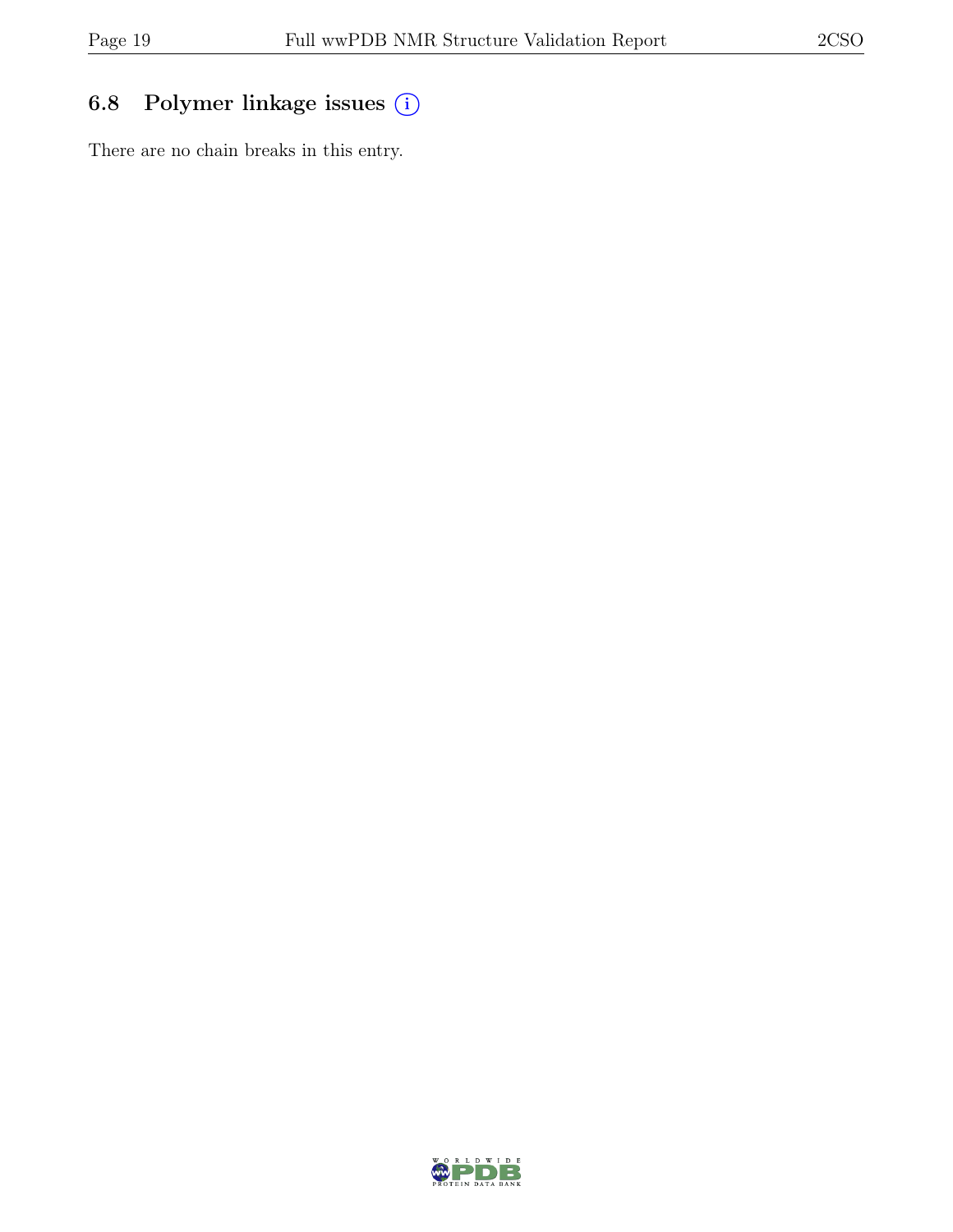### 6.8 Polymer linkage issues

There are no chain breaks in this entry.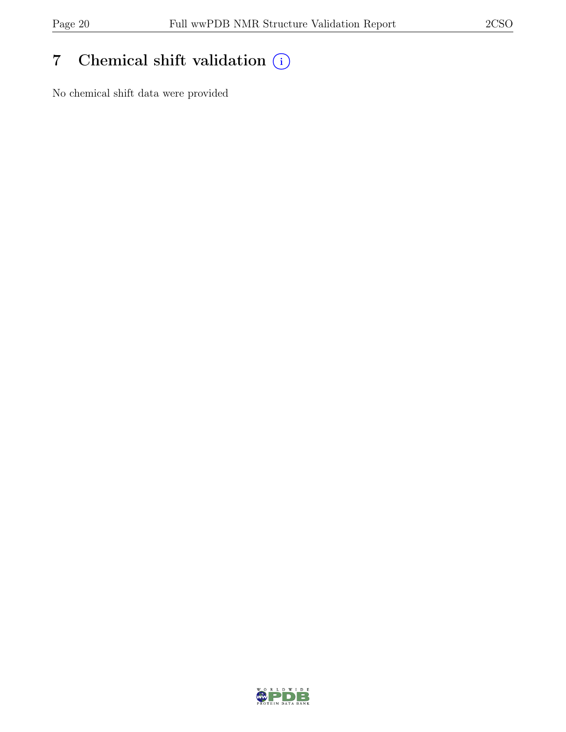# 7 Chemical shift validation (i)

No chemical shift data were provided